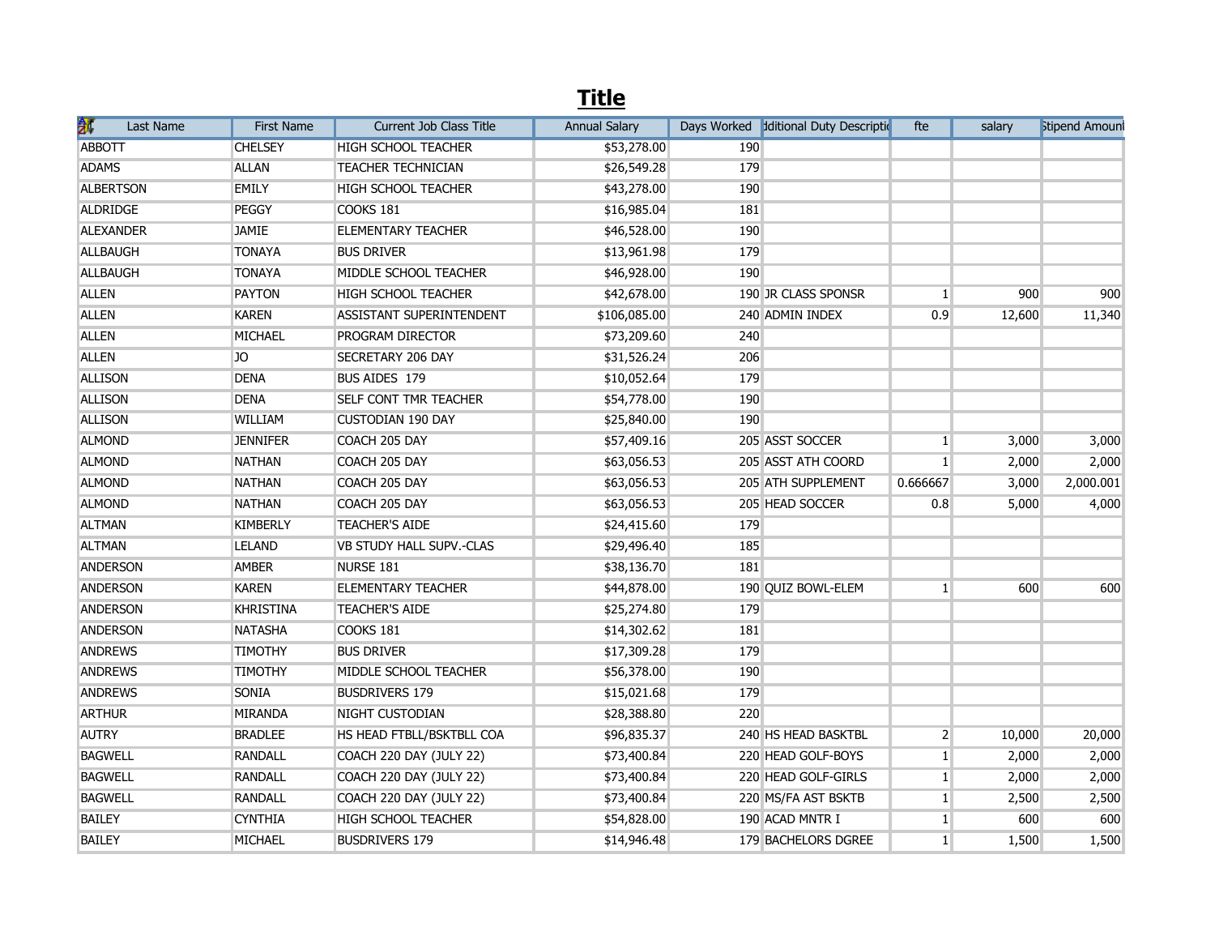# Title

| Last Name | First Name | Current Job Class Title | Annual Salary | Days Worked | Additional Duty Description | fte | salary | Stipend Amount |
|---|---|---|---|---|---|---|---|---|
| ABBOTT | CHELSEY | HIGH SCHOOL TEACHER | $53,278.00 | 190 | | | | |
| ADAMS | ALLAN | TEACHER TECHNICIAN | $26,549.28 | 179 | | | | |
| ALBERTSON | EMILY | HIGH SCHOOL TEACHER | $43,278.00 | 190 | | | | |
| ALDRIDGE | PEGGY | COOKS 181 | $16,985.04 | 181 | | | | |
| ALEXANDER | JAMIE | ELEMENTARY TEACHER | $46,528.00 | 190 | | | | |
| ALLBAUGH | TONAYA | BUS DRIVER | $13,961.98 | 179 | | | | |
| ALLBAUGH | TONAYA | MIDDLE SCHOOL TEACHER | $46,928.00 | 190 | | | | |
| ALLEN | PAYTON | HIGH SCHOOL TEACHER | $42,678.00 | 190 | JR CLASS SPONSR | 1 | 900 | 900 |
| ALLEN | KAREN | ASSISTANT SUPERINTENDENT | $106,085.00 | 240 | ADMIN INDEX | 0.9 | 12,600 | 11,340 |
| ALLEN | MICHAEL | PROGRAM DIRECTOR | $73,209.60 | 240 | | | | |
| ALLEN | JO | SECRETARY 206 DAY | $31,526.24 | 206 | | | | |
| ALLISON | DENA | BUS AIDES 179 | $10,052.64 | 179 | | | | |
| ALLISON | DENA | SELF CONT TMR TEACHER | $54,778.00 | 190 | | | | |
| ALLISON | WILLIAM | CUSTODIAN 190 DAY | $25,840.00 | 190 | | | | |
| ALMOND | JENNIFER | COACH 205 DAY | $57,409.16 | 205 | ASST SOCCER | 1 | 3,000 | 3,000 |
| ALMOND | NATHAN | COACH 205 DAY | $63,056.53 | 205 | ASST ATH COORD | 1 | 2,000 | 2,000 |
| ALMOND | NATHAN | COACH 205 DAY | $63,056.53 | 205 | ATH SUPPLEMENT | 0.666667 | 3,000 | 2,000.001 |
| ALMOND | NATHAN | COACH 205 DAY | $63,056.53 | 205 | HEAD SOCCER | 0.8 | 5,000 | 4,000 |
| ALTMAN | KIMBERLY | TEACHER'S AIDE | $24,415.60 | 179 | | | | |
| ALTMAN | LELAND | VB STUDY HALL SUPV.-CLAS | $29,496.40 | 185 | | | | |
| ANDERSON | AMBER | NURSE 181 | $38,136.70 | 181 | | | | |
| ANDERSON | KAREN | ELEMENTARY TEACHER | $44,878.00 | 190 | QUIZ BOWL-ELEM | 1 | 600 | 600 |
| ANDERSON | KHRISTINA | TEACHER'S AIDE | $25,274.80 | 179 | | | | |
| ANDERSON | NATASHA | COOKS 181 | $14,302.62 | 181 | | | | |
| ANDREWS | TIMOTHY | BUS DRIVER | $17,309.28 | 179 | | | | |
| ANDREWS | TIMOTHY | MIDDLE SCHOOL TEACHER | $56,378.00 | 190 | | | | |
| ANDREWS | SONIA | BUSDRIVERS 179 | $15,021.68 | 179 | | | | |
| ARTHUR | MIRANDA | NIGHT CUSTODIAN | $28,388.80 | 220 | | | | |
| AUTRY | BRADLEE | HS HEAD FTBLL/BSKTBLL COA | $96,835.37 | 240 | HS HEAD BASKTBL | 2 | 10,000 | 20,000 |
| BAGWELL | RANDALL | COACH 220 DAY (JULY 22) | $73,400.84 | 220 | HEAD GOLF-BOYS | 1 | 2,000 | 2,000 |
| BAGWELL | RANDALL | COACH 220 DAY (JULY 22) | $73,400.84 | 220 | HEAD GOLF-GIRLS | 1 | 2,000 | 2,000 |
| BAGWELL | RANDALL | COACH 220 DAY (JULY 22) | $73,400.84 | 220 | MS/FA AST BSKTB | 1 | 2,500 | 2,500 |
| BAILEY | CYNTHIA | HIGH SCHOOL TEACHER | $54,828.00 | 190 | ACAD MNTR I | 1 | 600 | 600 |
| BAILEY | MICHAEL | BUSDRIVERS 179 | $14,946.48 | 179 | BACHELORS DGREE | 1 | 1,500 | 1,500 |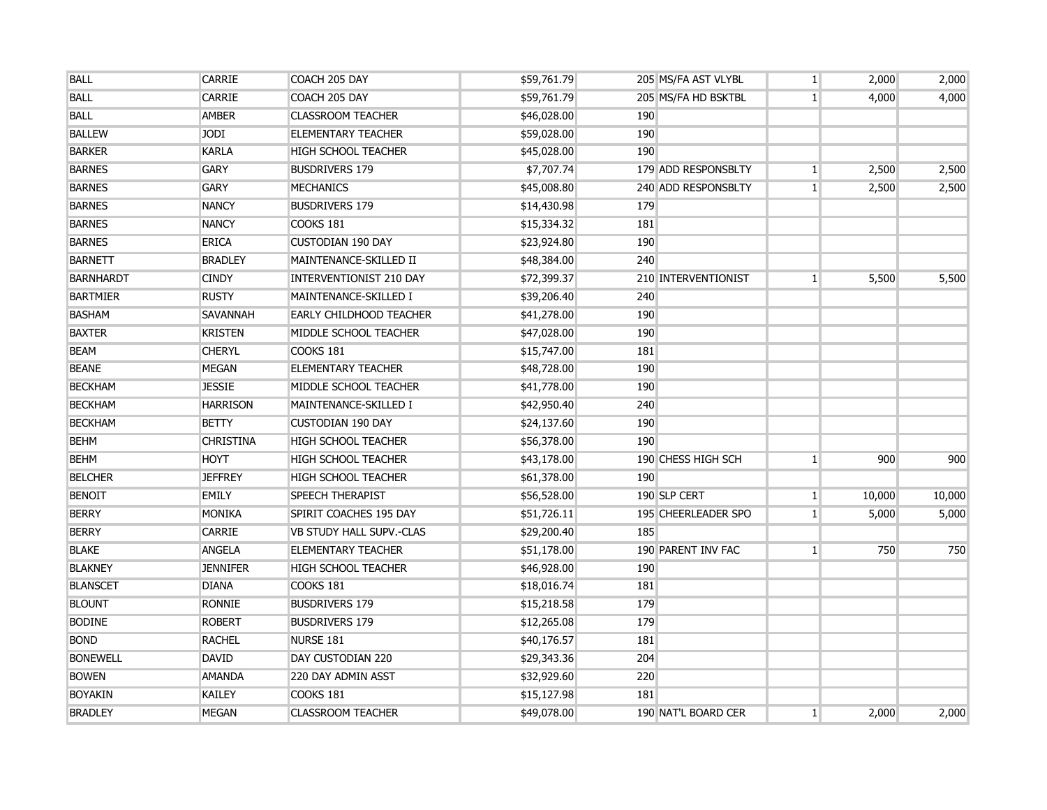| | | | | | | | | |
|---|---|---|---|---|---|---|---|---|
| BALL | CARRIE | COACH 205 DAY | $59,761.79 | 205 | MS/FA AST VLYBL | 1 | 2,000 | 2,000 |
| BALL | CARRIE | COACH 205 DAY | $59,761.79 | 205 | MS/FA HD BSKTBL | 1 | 4,000 | 4,000 |
| BALL | AMBER | CLASSROOM TEACHER | $46,028.00 | 190 | | | | |
| BALLEW | JODI | ELEMENTARY TEACHER | $59,028.00 | 190 | | | | |
| BARKER | KARLA | HIGH SCHOOL TEACHER | $45,028.00 | 190 | | | | |
| BARNES | GARY | BUSDRIVERS 179 | $7,707.74 | 179 | ADD RESPONSBLTY | 1 | 2,500 | 2,500 |
| BARNES | GARY | MECHANICS | $45,008.80 | 240 | ADD RESPONSBLTY | 1 | 2,500 | 2,500 |
| BARNES | NANCY | BUSDRIVERS 179 | $14,430.98 | 179 | | | | |
| BARNES | NANCY | COOKS 181 | $15,334.32 | 181 | | | | |
| BARNES | ERICA | CUSTODIAN 190 DAY | $23,924.80 | 190 | | | | |
| BARNETT | BRADLEY | MAINTENANCE-SKILLED II | $48,384.00 | 240 | | | | |
| BARNHARDT | CINDY | INTERVENTIONIST 210 DAY | $72,399.37 | 210 | INTERVENTIONIST | 1 | 5,500 | 5,500 |
| BARTMIER | RUSTY | MAINTENANCE-SKILLED I | $39,206.40 | 240 | | | | |
| BASHAM | SAVANNAH | EARLY CHILDHOOD TEACHER | $41,278.00 | 190 | | | | |
| BAXTER | KRISTEN | MIDDLE SCHOOL TEACHER | $47,028.00 | 190 | | | | |
| BEAM | CHERYL | COOKS 181 | $15,747.00 | 181 | | | | |
| BEANE | MEGAN | ELEMENTARY TEACHER | $48,728.00 | 190 | | | | |
| BECKHAM | JESSIE | MIDDLE SCHOOL TEACHER | $41,778.00 | 190 | | | | |
| BECKHAM | HARRISON | MAINTENANCE-SKILLED I | $42,950.40 | 240 | | | | |
| BECKHAM | BETTY | CUSTODIAN 190 DAY | $24,137.60 | 190 | | | | |
| BEHM | CHRISTINA | HIGH SCHOOL TEACHER | $56,378.00 | 190 | | | | |
| BEHM | HOYT | HIGH SCHOOL TEACHER | $43,178.00 | 190 | CHESS HIGH SCH | 1 | 900 | 900 |
| BELCHER | JEFFREY | HIGH SCHOOL TEACHER | $61,378.00 | 190 | | | | |
| BENOIT | EMILY | SPEECH THERAPIST | $56,528.00 | 190 | SLP CERT | 1 | 10,000 | 10,000 |
| BERRY | MONIKA | SPIRIT COACHES 195 DAY | $51,726.11 | 195 | CHEERLEADER SPO | 1 | 5,000 | 5,000 |
| BERRY | CARRIE | VB STUDY HALL SUPV.-CLAS | $29,200.40 | 185 | | | | |
| BLAKE | ANGELA | ELEMENTARY TEACHER | $51,178.00 | 190 | PARENT INV FAC | 1 | 750 | 750 |
| BLAKNEY | JENNIFER | HIGH SCHOOL TEACHER | $46,928.00 | 190 | | | | |
| BLANSCET | DIANA | COOKS 181 | $18,016.74 | 181 | | | | |
| BLOUNT | RONNIE | BUSDRIVERS 179 | $15,218.58 | 179 | | | | |
| BODINE | ROBERT | BUSDRIVERS 179 | $12,265.08 | 179 | | | | |
| BOND | RACHEL | NURSE 181 | $40,176.57 | 181 | | | | |
| BONEWELL | DAVID | DAY CUSTODIAN 220 | $29,343.36 | 204 | | | | |
| BOWEN | AMANDA | 220 DAY ADMIN ASST | $32,929.60 | 220 | | | | |
| BOYAKIN | KAILEY | COOKS 181 | $15,127.98 | 181 | | | | |
| BRADLEY | MEGAN | CLASSROOM TEACHER | $49,078.00 | 190 | NAT'L BOARD CER | 1 | 2,000 | 2,000 |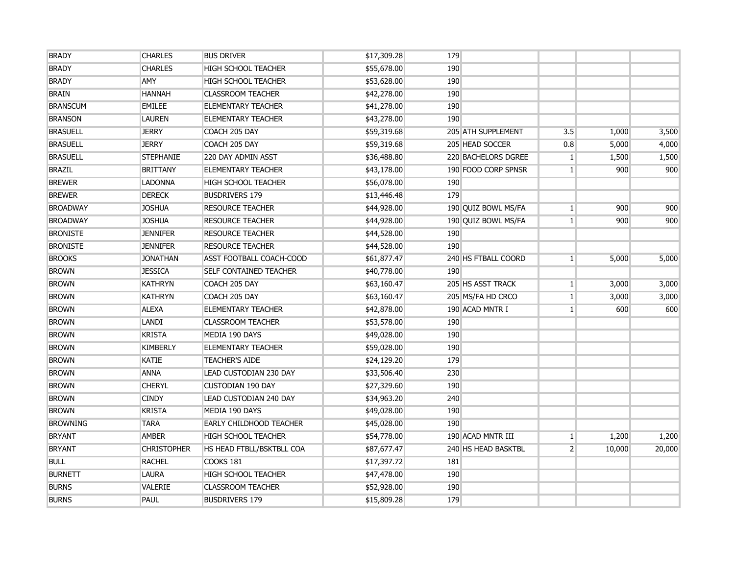| | | | | | | | | |
|---|---|---|---|---|---|---|---|---|
| BRADY | CHARLES | BUS DRIVER | $17,309.28 | 179 | | | | |
| BRADY | CHARLES | HIGH SCHOOL TEACHER | $55,678.00 | 190 | | | | |
| BRADY | AMY | HIGH SCHOOL TEACHER | $53,628.00 | 190 | | | | |
| BRAIN | HANNAH | CLASSROOM TEACHER | $42,278.00 | 190 | | | | |
| BRANSCUM | EMILEE | ELEMENTARY TEACHER | $41,278.00 | 190 | | | | |
| BRANSON | LAUREN | ELEMENTARY TEACHER | $43,278.00 | 190 | | | | |
| BRASUELL | JERRY | COACH 205 DAY | $59,319.68 | 205 | ATH SUPPLEMENT | 3.5 | 1,000 | 3,500 |
| BRASUELL | JERRY | COACH 205 DAY | $59,319.68 | 205 | HEAD SOCCER | 0.8 | 5,000 | 4,000 |
| BRASUELL | STEPHANIE | 220 DAY ADMIN ASST | $36,488.80 | 220 | BACHELORS DGREE | 1 | 1,500 | 1,500 |
| BRAZIL | BRITTANY | ELEMENTARY TEACHER | $43,178.00 | 190 | FOOD CORP SPNSR | 1 | 900 | 900 |
| BREWER | LADONNA | HIGH SCHOOL TEACHER | $56,078.00 | 190 | | | | |
| BREWER | DERECK | BUSDRIVERS 179 | $13,446.48 | 179 | | | | |
| BROADWAY | JOSHUA | RESOURCE TEACHER | $44,928.00 | 190 | QUIZ BOWL MS/FA | 1 | 900 | 900 |
| BROADWAY | JOSHUA | RESOURCE TEACHER | $44,928.00 | 190 | QUIZ BOWL MS/FA | 1 | 900 | 900 |
| BRONISTE | JENNIFER | RESOURCE TEACHER | $44,528.00 | 190 | | | | |
| BRONISTE | JENNIFER | RESOURCE TEACHER | $44,528.00 | 190 | | | | |
| BROOKS | JONATHAN | ASST FOOTBALL COACH-COOD | $61,877.47 | 240 | HS FTBALL COORD | 1 | 5,000 | 5,000 |
| BROWN | JESSICA | SELF CONTAINED TEACHER | $40,778.00 | 190 | | | | |
| BROWN | KATHRYN | COACH 205 DAY | $63,160.47 | 205 | HS ASST TRACK | 1 | 3,000 | 3,000 |
| BROWN | KATHRYN | COACH 205 DAY | $63,160.47 | 205 | MS/FA HD CRCO | 1 | 3,000 | 3,000 |
| BROWN | ALEXA | ELEMENTARY TEACHER | $42,878.00 | 190 | ACAD MNTR I | 1 | 600 | 600 |
| BROWN | LANDI | CLASSROOM TEACHER | $53,578.00 | 190 | | | | |
| BROWN | KRISTA | MEDIA 190 DAYS | $49,028.00 | 190 | | | | |
| BROWN | KIMBERLY | ELEMENTARY TEACHER | $59,028.00 | 190 | | | | |
| BROWN | KATIE | TEACHER'S AIDE | $24,129.20 | 179 | | | | |
| BROWN | ANNA | LEAD CUSTODIAN 230 DAY | $33,506.40 | 230 | | | | |
| BROWN | CHERYL | CUSTODIAN 190 DAY | $27,329.60 | 190 | | | | |
| BROWN | CINDY | LEAD CUSTODIAN 240 DAY | $34,963.20 | 240 | | | | |
| BROWN | KRISTA | MEDIA 190 DAYS | $49,028.00 | 190 | | | | |
| BROWNING | TARA | EARLY CHILDHOOD TEACHER | $45,028.00 | 190 | | | | |
| BRYANT | AMBER | HIGH SCHOOL TEACHER | $54,778.00 | 190 | ACAD MNTR III | 1 | 1,200 | 1,200 |
| BRYANT | CHRISTOPHER | HS HEAD FTBLL/BSKTBLL COA | $87,677.47 | 240 | HS HEAD BASKTBL | 2 | 10,000 | 20,000 |
| BULL | RACHEL | COOKS 181 | $17,397.72 | 181 | | | | |
| BURNETT | LAURA | HIGH SCHOOL TEACHER | $47,478.00 | 190 | | | | |
| BURNS | VALERIE | CLASSROOM TEACHER | $52,928.00 | 190 | | | | |
| BURNS | PAUL | BUSDRIVERS 179 | $15,809.28 | 179 | | | | |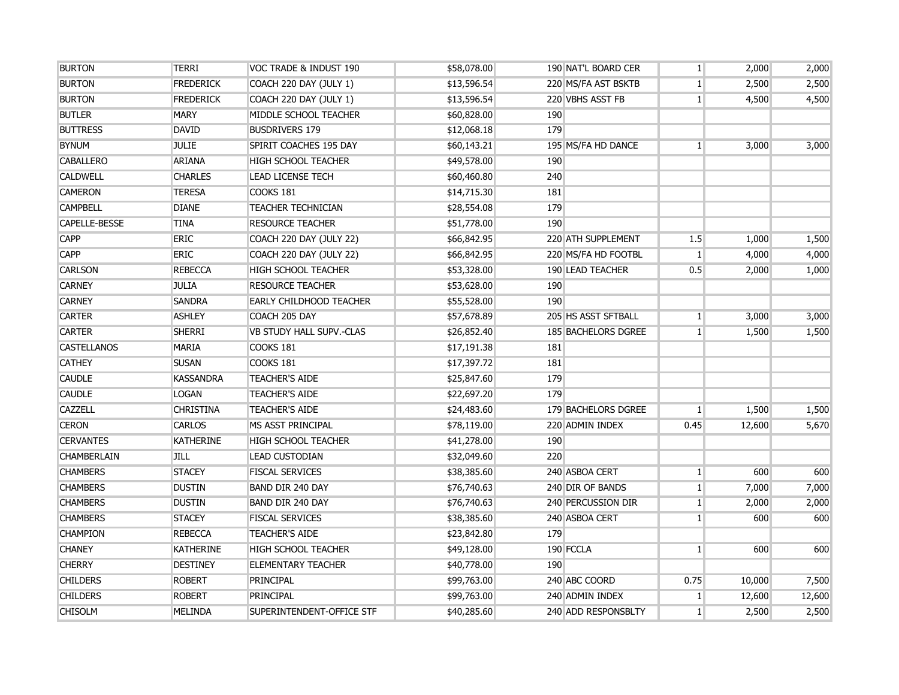| | | | | | | | | |
|---|---|---|---|---|---|---|---|---|
| BURTON | TERRI | VOC TRADE & INDUST 190 | $58,078.00 | 190 | NAT'L BOARD CER | 1 | 2,000 | 2,000 |
| BURTON | FREDERICK | COACH 220 DAY (JULY 1) | $13,596.54 | 220 | MS/FA AST BSKTB | 1 | 2,500 | 2,500 |
| BURTON | FREDERICK | COACH 220 DAY (JULY 1) | $13,596.54 | 220 | VBHS ASST FB | 1 | 4,500 | 4,500 |
| BUTLER | MARY | MIDDLE SCHOOL TEACHER | $60,828.00 | 190 | | | | |
| BUTTRESS | DAVID | BUSDRIVERS 179 | $12,068.18 | 179 | | | | |
| BYNUM | JULIE | SPIRIT COACHES 195 DAY | $60,143.21 | 195 | MS/FA HD DANCE | 1 | 3,000 | 3,000 |
| CABALLERO | ARIANA | HIGH SCHOOL TEACHER | $49,578.00 | 190 | | | | |
| CALDWELL | CHARLES | LEAD LICENSE TECH | $60,460.80 | 240 | | | | |
| CAMERON | TERESA | COOKS 181 | $14,715.30 | 181 | | | | |
| CAMPBELL | DIANE | TEACHER TECHNICIAN | $28,554.08 | 179 | | | | |
| CAPELLE-BESSE | TINA | RESOURCE TEACHER | $51,778.00 | 190 | | | | |
| CAPP | ERIC | COACH 220 DAY (JULY 22) | $66,842.95 | 220 | ATH SUPPLEMENT | 1.5 | 1,000 | 1,500 |
| CAPP | ERIC | COACH 220 DAY (JULY 22) | $66,842.95 | 220 | MS/FA HD FOOTBL | 1 | 4,000 | 4,000 |
| CARLSON | REBECCA | HIGH SCHOOL TEACHER | $53,328.00 | 190 | LEAD TEACHER | 0.5 | 2,000 | 1,000 |
| CARNEY | JULIA | RESOURCE TEACHER | $53,628.00 | 190 | | | | |
| CARNEY | SANDRA | EARLY CHILDHOOD TEACHER | $55,528.00 | 190 | | | | |
| CARTER | ASHLEY | COACH 205 DAY | $57,678.89 | 205 | HS ASST SFTBALL | 1 | 3,000 | 3,000 |
| CARTER | SHERRI | VB STUDY HALL SUPV.-CLAS | $26,852.40 | 185 | BACHELORS DGREE | 1 | 1,500 | 1,500 |
| CASTELLANOS | MARIA | COOKS 181 | $17,191.38 | 181 | | | | |
| CATHEY | SUSAN | COOKS 181 | $17,397.72 | 181 | | | | |
| CAUDLE | KASSANDRA | TEACHER'S AIDE | $25,847.60 | 179 | | | | |
| CAUDLE | LOGAN | TEACHER'S AIDE | $22,697.20 | 179 | | | | |
| CAZZELL | CHRISTINA | TEACHER'S AIDE | $24,483.60 | 179 | BACHELORS DGREE | 1 | 1,500 | 1,500 |
| CERON | CARLOS | MS ASST PRINCIPAL | $78,119.00 | 220 | ADMIN INDEX | 0.45 | 12,600 | 5,670 |
| CERVANTES | KATHERINE | HIGH SCHOOL TEACHER | $41,278.00 | 190 | | | | |
| CHAMBERLAIN | JILL | LEAD CUSTODIAN | $32,049.60 | 220 | | | | |
| CHAMBERS | STACEY | FISCAL SERVICES | $38,385.60 | 240 | ASBOA CERT | 1 | 600 | 600 |
| CHAMBERS | DUSTIN | BAND DIR 240 DAY | $76,740.63 | 240 | DIR OF BANDS | 1 | 7,000 | 7,000 |
| CHAMBERS | DUSTIN | BAND DIR 240 DAY | $76,740.63 | 240 | PERCUSSION DIR | 1 | 2,000 | 2,000 |
| CHAMBERS | STACEY | FISCAL SERVICES | $38,385.60 | 240 | ASBOA CERT | 1 | 600 | 600 |
| CHAMPION | REBECCA | TEACHER'S AIDE | $23,842.80 | 179 | | | | |
| CHANEY | KATHERINE | HIGH SCHOOL TEACHER | $49,128.00 | 190 | FCCLA | 1 | 600 | 600 |
| CHERRY | DESTINEY | ELEMENTARY TEACHER | $40,778.00 | 190 | | | | |
| CHILDERS | ROBERT | PRINCIPAL | $99,763.00 | 240 | ABC COORD | 0.75 | 10,000 | 7,500 |
| CHILDERS | ROBERT | PRINCIPAL | $99,763.00 | 240 | ADMIN INDEX | 1 | 12,600 | 12,600 |
| CHISOLM | MELINDA | SUPERINTENDENT-OFFICE STF | $40,285.60 | 240 | ADD RESPONSBLTY | 1 | 2,500 | 2,500 |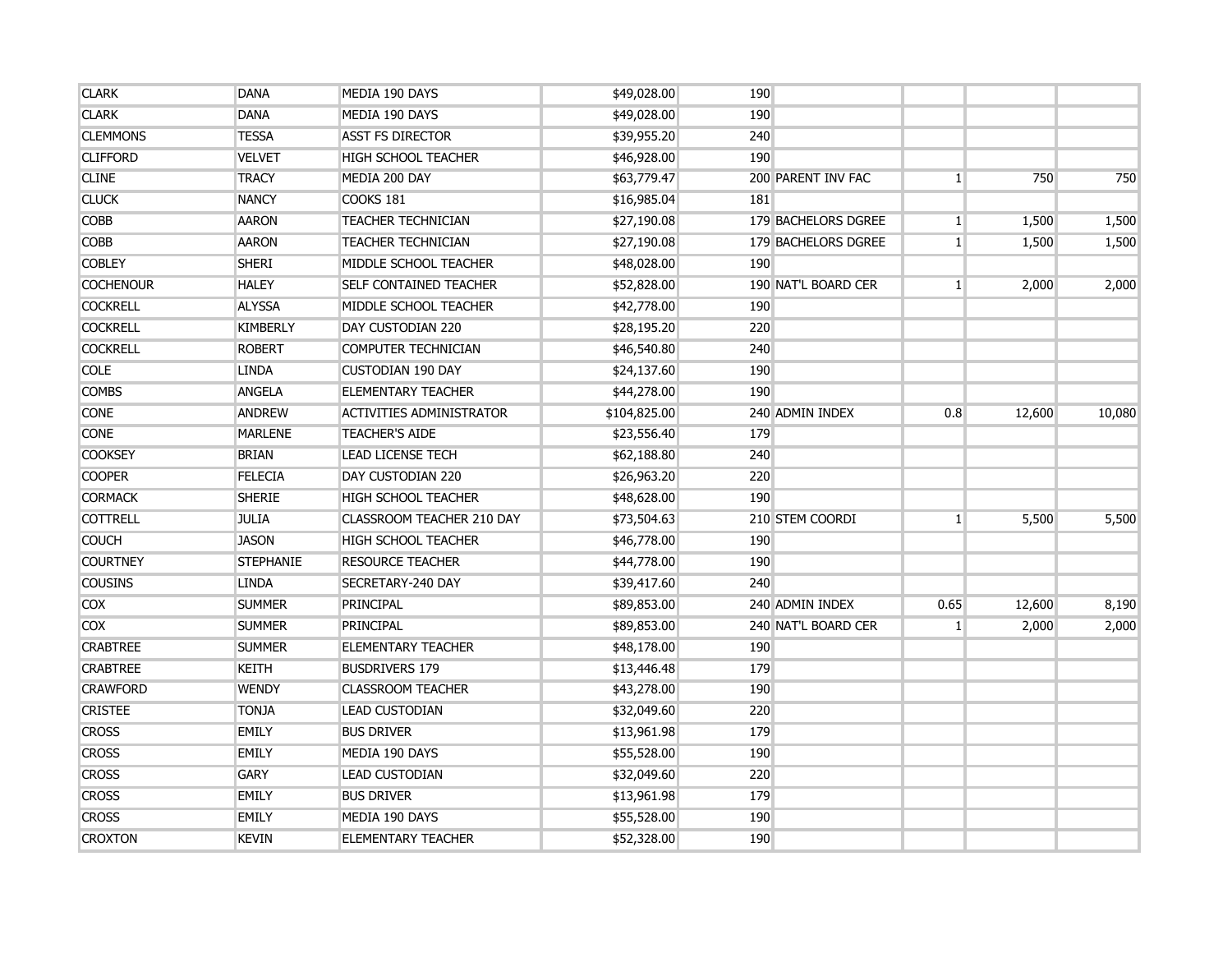| | | | | | | | | |
|---|---|---|---|---|---|---|---|---|
| CLARK | DANA | MEDIA 190 DAYS | $49,028.00 | 190 | | | | |
| CLARK | DANA | MEDIA 190 DAYS | $49,028.00 | 190 | | | | |
| CLEMMONS | TESSA | ASST FS DIRECTOR | $39,955.20 | 240 | | | | |
| CLIFFORD | VELVET | HIGH SCHOOL TEACHER | $46,928.00 | 190 | | | | |
| CLINE | TRACY | MEDIA 200 DAY | $63,779.47 | 200 | PARENT INV FAC | 1 | 750 | 750 |
| CLUCK | NANCY | COOKS 181 | $16,985.04 | 181 | | | | |
| COBB | AARON | TEACHER TECHNICIAN | $27,190.08 | 179 | BACHELORS DGREE | 1 | 1,500 | 1,500 |
| COBB | AARON | TEACHER TECHNICIAN | $27,190.08 | 179 | BACHELORS DGREE | 1 | 1,500 | 1,500 |
| COBLEY | SHERI | MIDDLE SCHOOL TEACHER | $48,028.00 | 190 | | | | |
| COCHENOUR | HALEY | SELF CONTAINED TEACHER | $52,828.00 | 190 | NAT'L BOARD CER | 1 | 2,000 | 2,000 |
| COCKRELL | ALYSSA | MIDDLE SCHOOL TEACHER | $42,778.00 | 190 | | | | |
| COCKRELL | KIMBERLY | DAY CUSTODIAN 220 | $28,195.20 | 220 | | | | |
| COCKRELL | ROBERT | COMPUTER TECHNICIAN | $46,540.80 | 240 | | | | |
| COLE | LINDA | CUSTODIAN 190 DAY | $24,137.60 | 190 | | | | |
| COMBS | ANGELA | ELEMENTARY TEACHER | $44,278.00 | 190 | | | | |
| CONE | ANDREW | ACTIVITIES ADMINISTRATOR | $104,825.00 | 240 | ADMIN INDEX | 0.8 | 12,600 | 10,080 |
| CONE | MARLENE | TEACHER'S AIDE | $23,556.40 | 179 | | | | |
| COOKSEY | BRIAN | LEAD LICENSE TECH | $62,188.80 | 240 | | | | |
| COOPER | FELECIA | DAY CUSTODIAN 220 | $26,963.20 | 220 | | | | |
| CORMACK | SHERIE | HIGH SCHOOL TEACHER | $48,628.00 | 190 | | | | |
| COTTRELL | JULIA | CLASSROOM TEACHER 210 DAY | $73,504.63 | 210 | STEM COORDI | 1 | 5,500 | 5,500 |
| COUCH | JASON | HIGH SCHOOL TEACHER | $46,778.00 | 190 | | | | |
| COURTNEY | STEPHANIE | RESOURCE TEACHER | $44,778.00 | 190 | | | | |
| COUSINS | LINDA | SECRETARY-240 DAY | $39,417.60 | 240 | | | | |
| COX | SUMMER | PRINCIPAL | $89,853.00 | 240 | ADMIN INDEX | 0.65 | 12,600 | 8,190 |
| COX | SUMMER | PRINCIPAL | $89,853.00 | 240 | NAT'L BOARD CER | 1 | 2,000 | 2,000 |
| CRABTREE | SUMMER | ELEMENTARY TEACHER | $48,178.00 | 190 | | | | |
| CRABTREE | KEITH | BUSDRIVERS 179 | $13,446.48 | 179 | | | | |
| CRAWFORD | WENDY | CLASSROOM TEACHER | $43,278.00 | 190 | | | | |
| CRISTEE | TONJA | LEAD CUSTODIAN | $32,049.60 | 220 | | | | |
| CROSS | EMILY | BUS DRIVER | $13,961.98 | 179 | | | | |
| CROSS | EMILY | MEDIA 190 DAYS | $55,528.00 | 190 | | | | |
| CROSS | GARY | LEAD CUSTODIAN | $32,049.60 | 220 | | | | |
| CROSS | EMILY | BUS DRIVER | $13,961.98 | 179 | | | | |
| CROSS | EMILY | MEDIA 190 DAYS | $55,528.00 | 190 | | | | |
| CROXTON | KEVIN | ELEMENTARY TEACHER | $52,328.00 | 190 | | | | |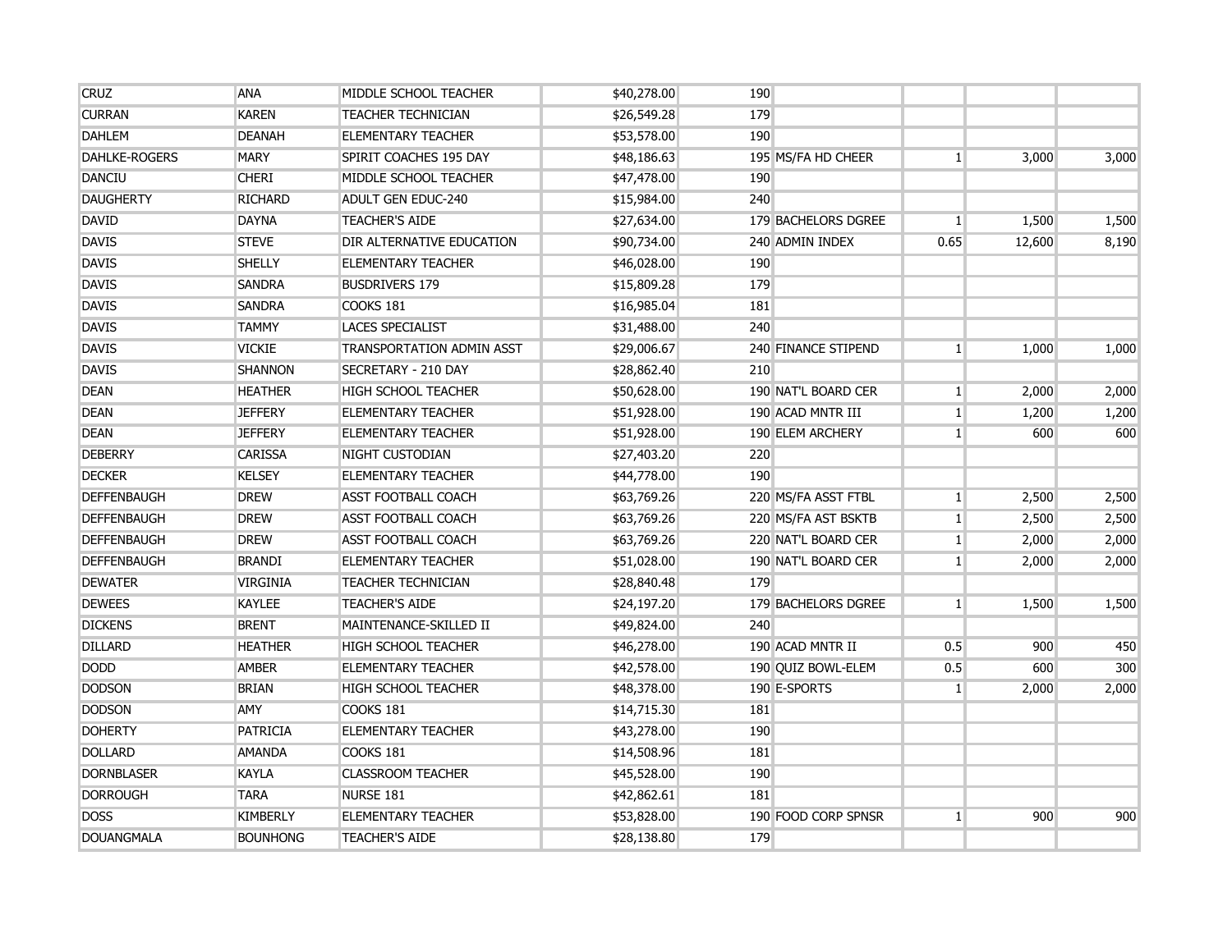| | | | | | | | | |
|---|---|---|---|---|---|---|---|---|
| CRUZ | ANA | MIDDLE SCHOOL TEACHER | $40,278.00 | 190 | | | | |
| CURRAN | KAREN | TEACHER TECHNICIAN | $26,549.28 | 179 | | | | |
| DAHLEM | DEANAH | ELEMENTARY TEACHER | $53,578.00 | 190 | | | | |
| DAHLKE-ROGERS | MARY | SPIRIT COACHES 195 DAY | $48,186.63 | 195 | MS/FA HD CHEER | 1 | 3,000 | 3,000 |
| DANCIU | CHERI | MIDDLE SCHOOL TEACHER | $47,478.00 | 190 | | | | |
| DAUGHERTY | RICHARD | ADULT GEN EDUC-240 | $15,984.00 | 240 | | | | |
| DAVID | DAYNA | TEACHER'S AIDE | $27,634.00 | 179 | BACHELORS DGREE | 1 | 1,500 | 1,500 |
| DAVIS | STEVE | DIR ALTERNATIVE EDUCATION | $90,734.00 | 240 | ADMIN INDEX | 0.65 | 12,600 | 8,190 |
| DAVIS | SHELLY | ELEMENTARY TEACHER | $46,028.00 | 190 | | | | |
| DAVIS | SANDRA | BUSDRIVERS 179 | $15,809.28 | 179 | | | | |
| DAVIS | SANDRA | COOKS 181 | $16,985.04 | 181 | | | | |
| DAVIS | TAMMY | LACES SPECIALIST | $31,488.00 | 240 | | | | |
| DAVIS | VICKIE | TRANSPORTATION ADMIN ASST | $29,006.67 | 240 | FINANCE STIPEND | 1 | 1,000 | 1,000 |
| DAVIS | SHANNON | SECRETARY - 210 DAY | $28,862.40 | 210 | | | | |
| DEAN | HEATHER | HIGH SCHOOL TEACHER | $50,628.00 | 190 | NAT'L BOARD CER | 1 | 2,000 | 2,000 |
| DEAN | JEFFERY | ELEMENTARY TEACHER | $51,928.00 | 190 | ACAD MNTR III | 1 | 1,200 | 1,200 |
| DEAN | JEFFERY | ELEMENTARY TEACHER | $51,928.00 | 190 | ELEM ARCHERY | 1 | 600 | 600 |
| DEBERRY | CARISSA | NIGHT CUSTODIAN | $27,403.20 | 220 | | | | |
| DECKER | KELSEY | ELEMENTARY TEACHER | $44,778.00 | 190 | | | | |
| DEFFENBAUGH | DREW | ASST FOOTBALL COACH | $63,769.26 | 220 | MS/FA ASST FTBL | 1 | 2,500 | 2,500 |
| DEFFENBAUGH | DREW | ASST FOOTBALL COACH | $63,769.26 | 220 | MS/FA AST BSKTB | 1 | 2,500 | 2,500 |
| DEFFENBAUGH | DREW | ASST FOOTBALL COACH | $63,769.26 | 220 | NAT'L BOARD CER | 1 | 2,000 | 2,000 |
| DEFFENBAUGH | BRANDI | ELEMENTARY TEACHER | $51,028.00 | 190 | NAT'L BOARD CER | 1 | 2,000 | 2,000 |
| DEWATER | VIRGINIA | TEACHER TECHNICIAN | $28,840.48 | 179 | | | | |
| DEWEES | KAYLEE | TEACHER'S AIDE | $24,197.20 | 179 | BACHELORS DGREE | 1 | 1,500 | 1,500 |
| DICKENS | BRENT | MAINTENANCE-SKILLED II | $49,824.00 | 240 | | | | |
| DILLARD | HEATHER | HIGH SCHOOL TEACHER | $46,278.00 | 190 | ACAD MNTR II | 0.5 | 900 | 450 |
| DODD | AMBER | ELEMENTARY TEACHER | $42,578.00 | 190 | QUIZ BOWL-ELEM | 0.5 | 600 | 300 |
| DODSON | BRIAN | HIGH SCHOOL TEACHER | $48,378.00 | 190 | E-SPORTS | 1 | 2,000 | 2,000 |
| DODSON | AMY | COOKS 181 | $14,715.30 | 181 | | | | |
| DOHERTY | PATRICIA | ELEMENTARY TEACHER | $43,278.00 | 190 | | | | |
| DOLLARD | AMANDA | COOKS 181 | $14,508.96 | 181 | | | | |
| DORNBLASER | KAYLA | CLASSROOM TEACHER | $45,528.00 | 190 | | | | |
| DORROUGH | TARA | NURSE 181 | $42,862.61 | 181 | | | | |
| DOSS | KIMBERLY | ELEMENTARY TEACHER | $53,828.00 | 190 | FOOD CORP SPNSR | 1 | 900 | 900 |
| DOUANGMALA | BOUNHONG | TEACHER'S AIDE | $28,138.80 | 179 | | | | |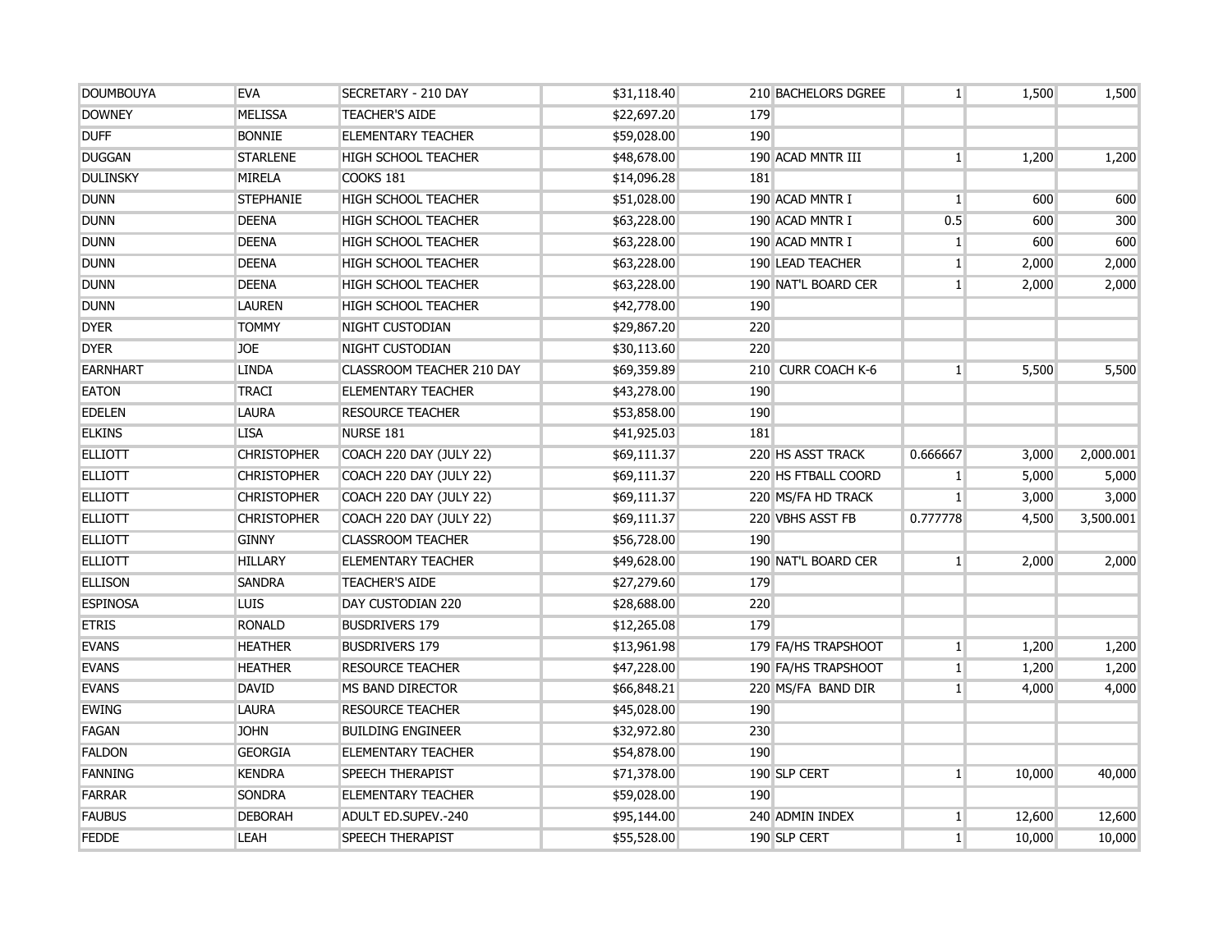| | | | | | | | | |
|---|---|---|---|---|---|---|---|---|
| DOUMBOUYA | EVA | SECRETARY - 210 DAY | $31,118.40 | 210 | BACHELORS DGREE | 1 | 1,500 | 1,500 |
| DOWNEY | MELISSA | TEACHER'S AIDE | $22,697.20 | 179 | | | | |
| DUFF | BONNIE | ELEMENTARY TEACHER | $59,028.00 | 190 | | | | |
| DUGGAN | STARLENE | HIGH SCHOOL TEACHER | $48,678.00 | 190 | ACAD MNTR III | 1 | 1,200 | 1,200 |
| DULINSKY | MIRELA | COOKS 181 | $14,096.28 | 181 | | | | |
| DUNN | STEPHANIE | HIGH SCHOOL TEACHER | $51,028.00 | 190 | ACAD MNTR I | 1 | 600 | 600 |
| DUNN | DEENA | HIGH SCHOOL TEACHER | $63,228.00 | 190 | ACAD MNTR I | 0.5 | 600 | 300 |
| DUNN | DEENA | HIGH SCHOOL TEACHER | $63,228.00 | 190 | ACAD MNTR I | 1 | 600 | 600 |
| DUNN | DEENA | HIGH SCHOOL TEACHER | $63,228.00 | 190 | LEAD TEACHER | 1 | 2,000 | 2,000 |
| DUNN | DEENA | HIGH SCHOOL TEACHER | $63,228.00 | 190 | NAT'L BOARD CER | 1 | 2,000 | 2,000 |
| DUNN | LAUREN | HIGH SCHOOL TEACHER | $42,778.00 | 190 | | | | |
| DYER | TOMMY | NIGHT CUSTODIAN | $29,867.20 | 220 | | | | |
| DYER | JOE | NIGHT CUSTODIAN | $30,113.60 | 220 | | | | |
| EARNHART | LINDA | CLASSROOM TEACHER 210 DAY | $69,359.89 | 210 | CURR COACH K-6 | 1 | 5,500 | 5,500 |
| EATON | TRACI | ELEMENTARY TEACHER | $43,278.00 | 190 | | | | |
| EDELEN | LAURA | RESOURCE TEACHER | $53,858.00 | 190 | | | | |
| ELKINS | LISA | NURSE 181 | $41,925.03 | 181 | | | | |
| ELLIOTT | CHRISTOPHER | COACH 220 DAY (JULY 22) | $69,111.37 | 220 | HS ASST TRACK | 0.666667 | 3,000 | 2,000.001 |
| ELLIOTT | CHRISTOPHER | COACH 220 DAY (JULY 22) | $69,111.37 | 220 | HS FTBALL COORD | 1 | 5,000 | 5,000 |
| ELLIOTT | CHRISTOPHER | COACH 220 DAY (JULY 22) | $69,111.37 | 220 | MS/FA HD TRACK | 1 | 3,000 | 3,000 |
| ELLIOTT | CHRISTOPHER | COACH 220 DAY (JULY 22) | $69,111.37 | 220 | VBHS ASST FB | 0.777778 | 4,500 | 3,500.001 |
| ELLIOTT | GINNY | CLASSROOM TEACHER | $56,728.00 | 190 | | | | |
| ELLIOTT | HILLARY | ELEMENTARY TEACHER | $49,628.00 | 190 | NAT'L BOARD CER | 1 | 2,000 | 2,000 |
| ELLISON | SANDRA | TEACHER'S AIDE | $27,279.60 | 179 | | | | |
| ESPINOSA | LUIS | DAY CUSTODIAN 220 | $28,688.00 | 220 | | | | |
| ETRIS | RONALD | BUSDRIVERS 179 | $12,265.08 | 179 | | | | |
| EVANS | HEATHER | BUSDRIVERS 179 | $13,961.98 | 179 | FA/HS TRAPSHOOT | 1 | 1,200 | 1,200 |
| EVANS | HEATHER | RESOURCE TEACHER | $47,228.00 | 190 | FA/HS TRAPSHOOT | 1 | 1,200 | 1,200 |
| EVANS | DAVID | MS BAND DIRECTOR | $66,848.21 | 220 | MS/FA BAND DIR | 1 | 4,000 | 4,000 |
| EWING | LAURA | RESOURCE TEACHER | $45,028.00 | 190 | | | | |
| FAGAN | JOHN | BUILDING ENGINEER | $32,972.80 | 230 | | | | |
| FALDON | GEORGIA | ELEMENTARY TEACHER | $54,878.00 | 190 | | | | |
| FANNING | KENDRA | SPEECH THERAPIST | $71,378.00 | 190 | SLP CERT | 1 | 10,000 | 40,000 |
| FARRAR | SONDRA | ELEMENTARY TEACHER | $59,028.00 | 190 | | | | |
| FAUBUS | DEBORAH | ADULT ED.SUPEV.-240 | $95,144.00 | 240 | ADMIN INDEX | 1 | 12,600 | 12,600 |
| FEDDE | LEAH | SPEECH THERAPIST | $55,528.00 | 190 | SLP CERT | 1 | 10,000 | 10,000 |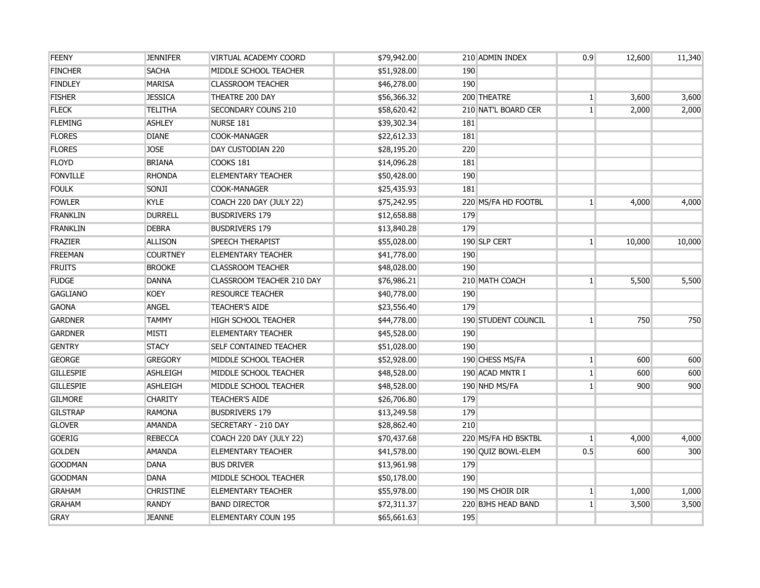| | | | | | | | | |
|---|---|---|---|---|---|---|---|---|
| FEENY | JENNIFER | VIRTUAL ACADEMY COORD | $79,942.00 | 210 | ADMIN INDEX | 0.9 | 12,600 | 11,340 |
| FINCHER | SACHA | MIDDLE SCHOOL TEACHER | $51,928.00 | 190 | | | | |
| FINDLEY | MARISA | CLASSROOM TEACHER | $46,278.00 | 190 | | | | |
| FISHER | JESSICA | THEATRE 200 DAY | $56,366.32 | 200 | THEATRE | 1 | 3,600 | 3,600 |
| FLECK | TELITHA | SECONDARY COUNS 210 | $58,620.42 | 210 | NAT'L BOARD CER | 1 | 2,000 | 2,000 |
| FLEMING | ASHLEY | NURSE 181 | $39,302.34 | 181 | | | | |
| FLORES | DIANE | COOK-MANAGER | $22,612.33 | 181 | | | | |
| FLORES | JOSE | DAY CUSTODIAN 220 | $28,195.20 | 220 | | | | |
| FLOYD | BRIANA | COOKS 181 | $14,096.28 | 181 | | | | |
| FONVILLE | RHONDA | ELEMENTARY TEACHER | $50,428.00 | 190 | | | | |
| FOULK | SONJI | COOK-MANAGER | $25,435.93 | 181 | | | | |
| FOWLER | KYLE | COACH 220 DAY (JULY 22) | $75,242.95 | 220 | MS/FA HD FOOTBL | 1 | 4,000 | 4,000 |
| FRANKLIN | DURRELL | BUSDRIVERS 179 | $12,658.88 | 179 | | | | |
| FRANKLIN | DEBRA | BUSDRIVERS 179 | $13,840.28 | 179 | | | | |
| FRAZIER | ALLISON | SPEECH THERAPIST | $55,028.00 | 190 | SLP CERT | 1 | 10,000 | 10,000 |
| FREEMAN | COURTNEY | ELEMENTARY TEACHER | $41,778.00 | 190 | | | | |
| FRUITS | BROOKE | CLASSROOM TEACHER | $48,028.00 | 190 | | | | |
| FUDGE | DANNA | CLASSROOM TEACHER 210 DAY | $76,986.21 | 210 | MATH COACH | 1 | 5,500 | 5,500 |
| GAGLIANO | KOEY | RESOURCE TEACHER | $40,778.00 | 190 | | | | |
| GAONA | ANGEL | TEACHER'S AIDE | $23,556.40 | 179 | | | | |
| GARDNER | TAMMY | HIGH SCHOOL TEACHER | $44,778.00 | 190 | STUDENT COUNCIL | 1 | 750 | 750 |
| GARDNER | MISTI | ELEMENTARY TEACHER | $45,528.00 | 190 | | | | |
| GENTRY | STACY | SELF CONTAINED TEACHER | $51,028.00 | 190 | | | | |
| GEORGE | GREGORY | MIDDLE SCHOOL TEACHER | $52,928.00 | 190 | CHESS MS/FA | 1 | 600 | 600 |
| GILLESPIE | ASHLEIGH | MIDDLE SCHOOL TEACHER | $48,528.00 | 190 | ACAD MNTR I | 1 | 600 | 600 |
| GILLESPIE | ASHLEIGH | MIDDLE SCHOOL TEACHER | $48,528.00 | 190 | NHD MS/FA | 1 | 900 | 900 |
| GILMORE | CHARITY | TEACHER'S AIDE | $26,706.80 | 179 | | | | |
| GILSTRAP | RAMONA | BUSDRIVERS 179 | $13,249.58 | 179 | | | | |
| GLOVER | AMANDA | SECRETARY - 210 DAY | $28,862.40 | 210 | | | | |
| GOERIG | REBECCA | COACH 220 DAY (JULY 22) | $70,437.68 | 220 | MS/FA HD BSKTBL | 1 | 4,000 | 4,000 |
| GOLDEN | AMANDA | ELEMENTARY TEACHER | $41,578.00 | 190 | QUIZ BOWL-ELEM | 0.5 | 600 | 300 |
| GOODMAN | DANA | BUS DRIVER | $13,961.98 | 179 | | | | |
| GOODMAN | DANA | MIDDLE SCHOOL TEACHER | $50,178.00 | 190 | | | | |
| GRAHAM | CHRISTINE | ELEMENTARY TEACHER | $55,978.00 | 190 | MS CHOIR DIR | 1 | 1,000 | 1,000 |
| GRAHAM | RANDY | BAND DIRECTOR | $72,311.37 | 220 | BJHS HEAD BAND | 1 | 3,500 | 3,500 |
| GRAY | JEANNE | ELEMENTARY COUN 195 | $65,661.63 | 195 | | | | |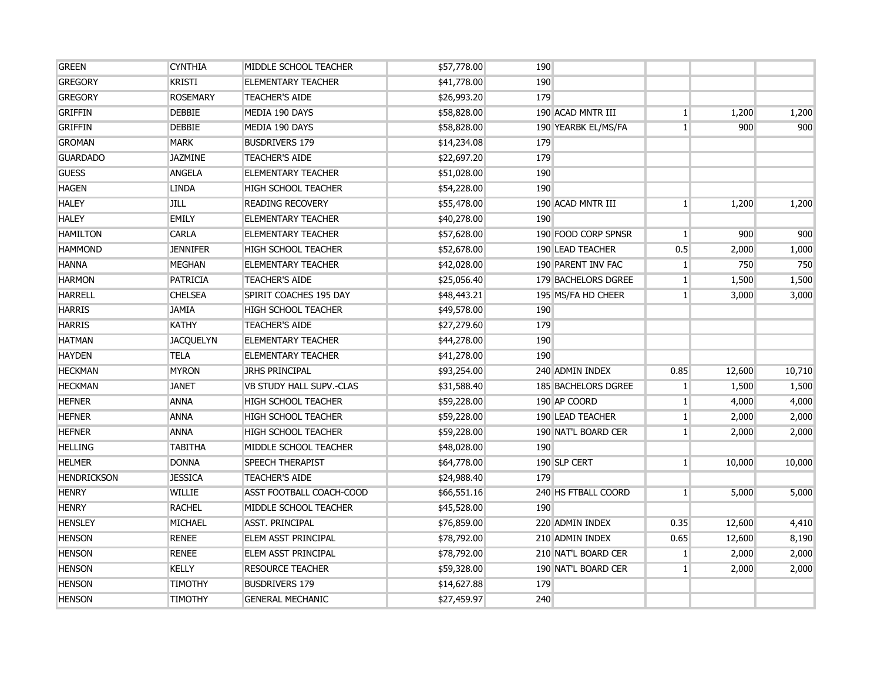| | | | | | | | | |
|---|---|---|---|---|---|---|---|---|
| GREEN | CYNTHIA | MIDDLE SCHOOL TEACHER | $57,778.00 | 190 | | | | |
| GREGORY | KRISTI | ELEMENTARY TEACHER | $41,778.00 | 190 | | | | |
| GREGORY | ROSEMARY | TEACHER'S AIDE | $26,993.20 | 179 | | | | |
| GRIFFIN | DEBBIE | MEDIA 190 DAYS | $58,828.00 | 190 | ACAD MNTR III | 1 | 1,200 | 1,200 |
| GRIFFIN | DEBBIE | MEDIA 190 DAYS | $58,828.00 | 190 | YEARBK EL/MS/FA | 1 | 900 | 900 |
| GROMAN | MARK | BUSDRIVERS 179 | $14,234.08 | 179 | | | | |
| GUARDADO | JAZMINE | TEACHER'S AIDE | $22,697.20 | 179 | | | | |
| GUESS | ANGELA | ELEMENTARY TEACHER | $51,028.00 | 190 | | | | |
| HAGEN | LINDA | HIGH SCHOOL TEACHER | $54,228.00 | 190 | | | | |
| HALEY | JILL | READING RECOVERY | $55,478.00 | 190 | ACAD MNTR III | 1 | 1,200 | 1,200 |
| HALEY | EMILY | ELEMENTARY TEACHER | $40,278.00 | 190 | | | | |
| HAMILTON | CARLA | ELEMENTARY TEACHER | $57,628.00 | 190 | FOOD CORP SPNSR | 1 | 900 | 900 |
| HAMMOND | JENNIFER | HIGH SCHOOL TEACHER | $52,678.00 | 190 | LEAD TEACHER | 0.5 | 2,000 | 1,000 |
| HANNA | MEGHAN | ELEMENTARY TEACHER | $42,028.00 | 190 | PARENT INV FAC | 1 | 750 | 750 |
| HARMON | PATRICIA | TEACHER'S AIDE | $25,056.40 | 179 | BACHELORS DGREE | 1 | 1,500 | 1,500 |
| HARRELL | CHELSEA | SPIRIT COACHES 195 DAY | $48,443.21 | 195 | MS/FA HD CHEER | 1 | 3,000 | 3,000 |
| HARRIS | JAMIA | HIGH SCHOOL TEACHER | $49,578.00 | 190 | | | | |
| HARRIS | KATHY | TEACHER'S AIDE | $27,279.60 | 179 | | | | |
| HATMAN | JACQUELYN | ELEMENTARY TEACHER | $44,278.00 | 190 | | | | |
| HAYDEN | TELA | ELEMENTARY TEACHER | $41,278.00 | 190 | | | | |
| HECKMAN | MYRON | JRHS PRINCIPAL | $93,254.00 | 240 | ADMIN INDEX | 0.85 | 12,600 | 10,710 |
| HECKMAN | JANET | VB STUDY HALL SUPV.-CLAS | $31,588.40 | 185 | BACHELORS DGREE | 1 | 1,500 | 1,500 |
| HEFNER | ANNA | HIGH SCHOOL TEACHER | $59,228.00 | 190 | AP COORD | 1 | 4,000 | 4,000 |
| HEFNER | ANNA | HIGH SCHOOL TEACHER | $59,228.00 | 190 | LEAD TEACHER | 1 | 2,000 | 2,000 |
| HEFNER | ANNA | HIGH SCHOOL TEACHER | $59,228.00 | 190 | NAT'L BOARD CER | 1 | 2,000 | 2,000 |
| HELLING | TABITHA | MIDDLE SCHOOL TEACHER | $48,028.00 | 190 | | | | |
| HELMER | DONNA | SPEECH THERAPIST | $64,778.00 | 190 | SLP CERT | 1 | 10,000 | 10,000 |
| HENDRICKSON | JESSICA | TEACHER'S AIDE | $24,988.40 | 179 | | | | |
| HENRY | WILLIE | ASST FOOTBALL COACH-COOD | $66,551.16 | 240 | HS FTBALL COORD | 1 | 5,000 | 5,000 |
| HENRY | RACHEL | MIDDLE SCHOOL TEACHER | $45,528.00 | 190 | | | | |
| HENSLEY | MICHAEL | ASST. PRINCIPAL | $76,859.00 | 220 | ADMIN INDEX | 0.35 | 12,600 | 4,410 |
| HENSON | RENEE | ELEM ASST PRINCIPAL | $78,792.00 | 210 | ADMIN INDEX | 0.65 | 12,600 | 8,190 |
| HENSON | RENEE | ELEM ASST PRINCIPAL | $78,792.00 | 210 | NAT'L BOARD CER | 1 | 2,000 | 2,000 |
| HENSON | KELLY | RESOURCE TEACHER | $59,328.00 | 190 | NAT'L BOARD CER | 1 | 2,000 | 2,000 |
| HENSON | TIMOTHY | BUSDRIVERS 179 | $14,627.88 | 179 | | | | |
| HENSON | TIMOTHY | GENERAL MECHANIC | $27,459.97 | 240 | | | | |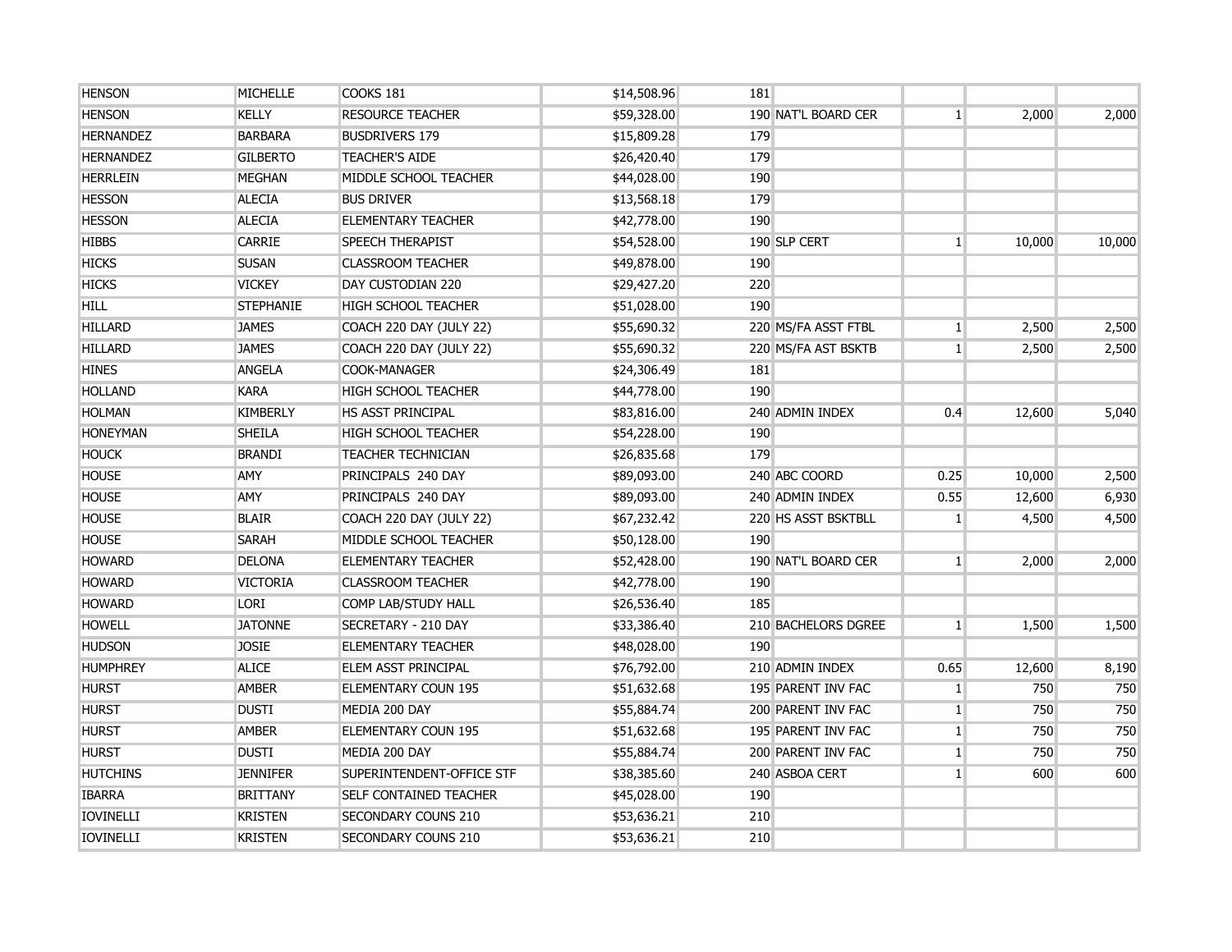| | | | | | | | | |
|---|---|---|---|---|---|---|---|---|
| HENSON | MICHELLE | COOKS 181 | $14,508.96 | 181 | | | | |
| HENSON | KELLY | RESOURCE TEACHER | $59,328.00 | 190 | NAT'L BOARD CER | 1 | 2,000 | 2,000 |
| HERNANDEZ | BARBARA | BUSDRIVERS 179 | $15,809.28 | 179 | | | | |
| HERNANDEZ | GILBERTO | TEACHER'S AIDE | $26,420.40 | 179 | | | | |
| HERRLEIN | MEGHAN | MIDDLE SCHOOL TEACHER | $44,028.00 | 190 | | | | |
| HESSON | ALECIA | BUS DRIVER | $13,568.18 | 179 | | | | |
| HESSON | ALECIA | ELEMENTARY TEACHER | $42,778.00 | 190 | | | | |
| HIBBS | CARRIE | SPEECH THERAPIST | $54,528.00 | 190 | SLP CERT | 1 | 10,000 | 10,000 |
| HICKS | SUSAN | CLASSROOM TEACHER | $49,878.00 | 190 | | | | |
| HICKS | VICKEY | DAY CUSTODIAN 220 | $29,427.20 | 220 | | | | |
| HILL | STEPHANIE | HIGH SCHOOL TEACHER | $51,028.00 | 190 | | | | |
| HILLARD | JAMES | COACH 220 DAY (JULY 22) | $55,690.32 | 220 | MS/FA ASST FTBL | 1 | 2,500 | 2,500 |
| HILLARD | JAMES | COACH 220 DAY (JULY 22) | $55,690.32 | 220 | MS/FA AST BSKTB | 1 | 2,500 | 2,500 |
| HINES | ANGELA | COOK-MANAGER | $24,306.49 | 181 | | | | |
| HOLLAND | KARA | HIGH SCHOOL TEACHER | $44,778.00 | 190 | | | | |
| HOLMAN | KIMBERLY | HS ASST PRINCIPAL | $83,816.00 | 240 | ADMIN INDEX | 0.4 | 12,600 | 5,040 |
| HONEYMAN | SHEILA | HIGH SCHOOL TEACHER | $54,228.00 | 190 | | | | |
| HOUCK | BRANDI | TEACHER TECHNICIAN | $26,835.68 | 179 | | | | |
| HOUSE | AMY | PRINCIPALS 240 DAY | $89,093.00 | 240 | ABC COORD | 0.25 | 10,000 | 2,500 |
| HOUSE | AMY | PRINCIPALS 240 DAY | $89,093.00 | 240 | ADMIN INDEX | 0.55 | 12,600 | 6,930 |
| HOUSE | BLAIR | COACH 220 DAY (JULY 22) | $67,232.42 | 220 | HS ASST BSKTBLL | 1 | 4,500 | 4,500 |
| HOUSE | SARAH | MIDDLE SCHOOL TEACHER | $50,128.00 | 190 | | | | |
| HOWARD | DELONA | ELEMENTARY TEACHER | $52,428.00 | 190 | NAT'L BOARD CER | 1 | 2,000 | 2,000 |
| HOWARD | VICTORIA | CLASSROOM TEACHER | $42,778.00 | 190 | | | | |
| HOWARD | LORI | COMP LAB/STUDY HALL | $26,536.40 | 185 | | | | |
| HOWELL | JATONNE | SECRETARY - 210 DAY | $33,386.40 | 210 | BACHELORS DGREE | 1 | 1,500 | 1,500 |
| HUDSON | JOSIE | ELEMENTARY TEACHER | $48,028.00 | 190 | | | | |
| HUMPHREY | ALICE | ELEM ASST PRINCIPAL | $76,792.00 | 210 | ADMIN INDEX | 0.65 | 12,600 | 8,190 |
| HURST | AMBER | ELEMENTARY COUN 195 | $51,632.68 | 195 | PARENT INV FAC | 1 | 750 | 750 |
| HURST | DUSTI | MEDIA 200 DAY | $55,884.74 | 200 | PARENT INV FAC | 1 | 750 | 750 |
| HURST | AMBER | ELEMENTARY COUN 195 | $51,632.68 | 195 | PARENT INV FAC | 1 | 750 | 750 |
| HURST | DUSTI | MEDIA 200 DAY | $55,884.74 | 200 | PARENT INV FAC | 1 | 750 | 750 |
| HUTCHINS | JENNIFER | SUPERINTENDENT-OFFICE STF | $38,385.60 | 240 | ASBOA CERT | 1 | 600 | 600 |
| IBARRA | BRITTANY | SELF CONTAINED TEACHER | $45,028.00 | 190 | | | | |
| IOVINELLI | KRISTEN | SECONDARY COUNS 210 | $53,636.21 | 210 | | | | |
| IOVINELLI | KRISTEN | SECONDARY COUNS 210 | $53,636.21 | 210 | | | | |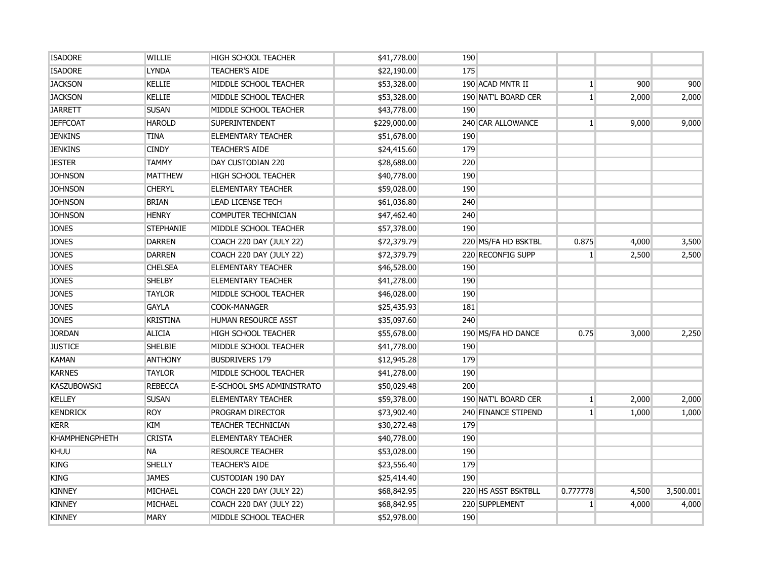| | | | | | | | | |
|---|---|---|---|---|---|---|---|---|
| ISADORE | WILLIE | HIGH SCHOOL TEACHER | $41,778.00 | 190 | | | | |
| ISADORE | LYNDA | TEACHER'S AIDE | $22,190.00 | 175 | | | | |
| JACKSON | KELLIE | MIDDLE SCHOOL TEACHER | $53,328.00 | 190 | ACAD MNTR II | 1 | 900 | 900 |
| JACKSON | KELLIE | MIDDLE SCHOOL TEACHER | $53,328.00 | 190 | NAT'L BOARD CER | 1 | 2,000 | 2,000 |
| JARRETT | SUSAN | MIDDLE SCHOOL TEACHER | $43,778.00 | 190 | | | | |
| JEFFCOAT | HAROLD | SUPERINTENDENT | $229,000.00 | 240 | CAR ALLOWANCE | 1 | 9,000 | 9,000 |
| JENKINS | TINA | ELEMENTARY TEACHER | $51,678.00 | 190 | | | | |
| JENKINS | CINDY | TEACHER'S AIDE | $24,415.60 | 179 | | | | |
| JESTER | TAMMY | DAY CUSTODIAN 220 | $28,688.00 | 220 | | | | |
| JOHNSON | MATTHEW | HIGH SCHOOL TEACHER | $40,778.00 | 190 | | | | |
| JOHNSON | CHERYL | ELEMENTARY TEACHER | $59,028.00 | 190 | | | | |
| JOHNSON | BRIAN | LEAD LICENSE TECH | $61,036.80 | 240 | | | | |
| JOHNSON | HENRY | COMPUTER TECHNICIAN | $47,462.40 | 240 | | | | |
| JONES | STEPHANIE | MIDDLE SCHOOL TEACHER | $57,378.00 | 190 | | | | |
| JONES | DARREN | COACH 220 DAY (JULY 22) | $72,379.79 | 220 | MS/FA HD BSKTBL | 0.875 | 4,000 | 3,500 |
| JONES | DARREN | COACH 220 DAY (JULY 22) | $72,379.79 | 220 | RECONFIG SUPP | 1 | 2,500 | 2,500 |
| JONES | CHELSEA | ELEMENTARY TEACHER | $46,528.00 | 190 | | | | |
| JONES | SHELBY | ELEMENTARY TEACHER | $41,278.00 | 190 | | | | |
| JONES | TAYLOR | MIDDLE SCHOOL TEACHER | $46,028.00 | 190 | | | | |
| JONES | GAYLA | COOK-MANAGER | $25,435.93 | 181 | | | | |
| JONES | KRISTINA | HUMAN RESOURCE ASST | $35,097.60 | 240 | | | | |
| JORDAN | ALICIA | HIGH SCHOOL TEACHER | $55,678.00 | 190 | MS/FA HD DANCE | 0.75 | 3,000 | 2,250 |
| JUSTICE | SHELBIE | MIDDLE SCHOOL TEACHER | $41,778.00 | 190 | | | | |
| KAMAN | ANTHONY | BUSDRIVERS 179 | $12,945.28 | 179 | | | | |
| KARNES | TAYLOR | MIDDLE SCHOOL TEACHER | $41,278.00 | 190 | | | | |
| KASZUBOWSKI | REBECCA | E-SCHOOL SMS ADMINISTRATO | $50,029.48 | 200 | | | | |
| KELLEY | SUSAN | ELEMENTARY TEACHER | $59,378.00 | 190 | NAT'L BOARD CER | 1 | 2,000 | 2,000 |
| KENDRICK | ROY | PROGRAM DIRECTOR | $73,902.40 | 240 | FINANCE STIPEND | 1 | 1,000 | 1,000 |
| KERR | KIM | TEACHER TECHNICIAN | $30,272.48 | 179 | | | | |
| KHAMPHENGPHETH | CRISTA | ELEMENTARY TEACHER | $40,778.00 | 190 | | | | |
| KHUU | NA | RESOURCE TEACHER | $53,028.00 | 190 | | | | |
| KING | SHELLY | TEACHER'S AIDE | $23,556.40 | 179 | | | | |
| KING | JAMES | CUSTODIAN 190 DAY | $25,414.40 | 190 | | | | |
| KINNEY | MICHAEL | COACH 220 DAY (JULY 22) | $68,842.95 | 220 | HS ASST BSKTBLL | 0.777778 | 4,500 | 3,500.001 |
| KINNEY | MICHAEL | COACH 220 DAY (JULY 22) | $68,842.95 | 220 | SUPPLEMENT | 1 | 4,000 | 4,000 |
| KINNEY | MARY | MIDDLE SCHOOL TEACHER | $52,978.00 | 190 | | | | |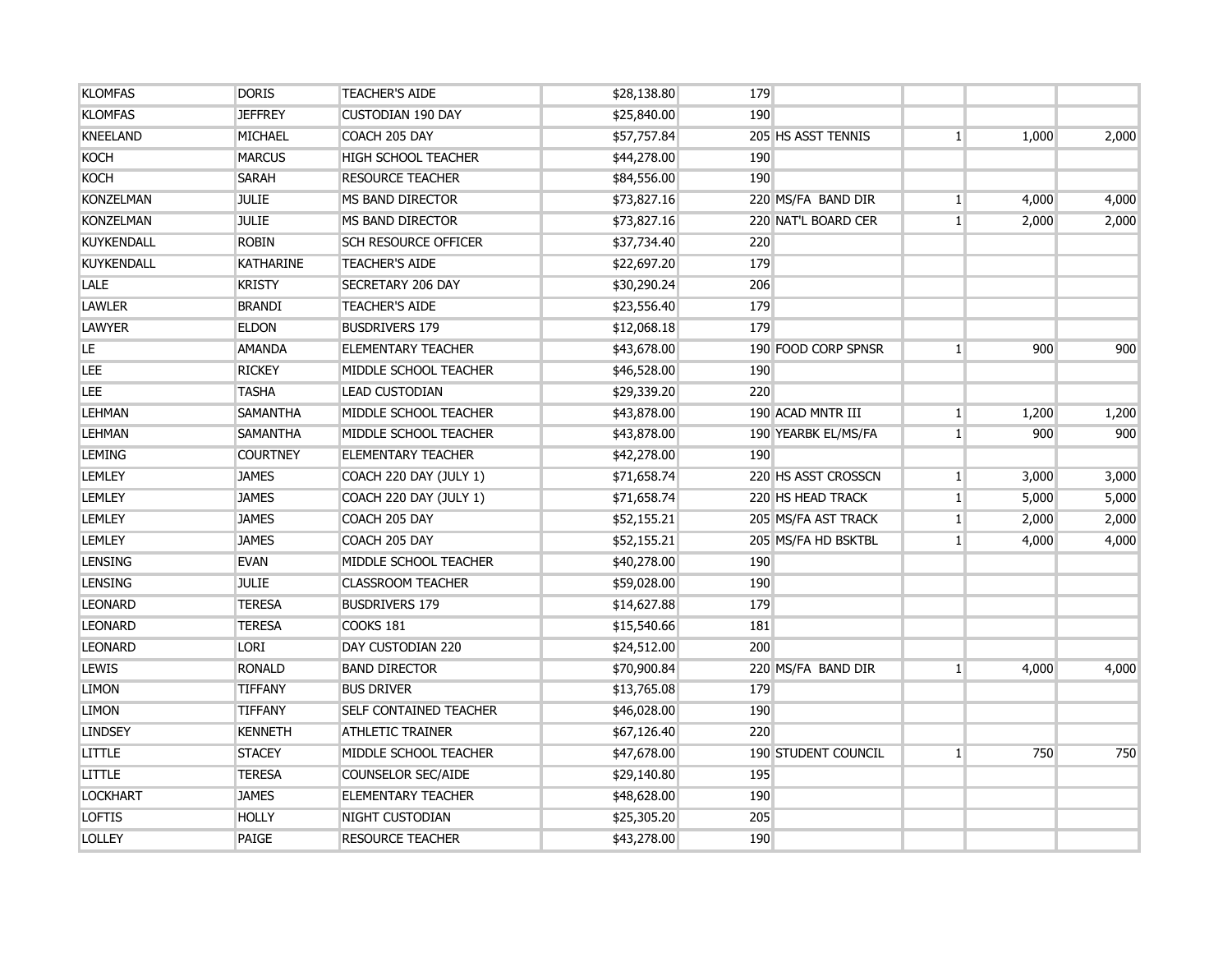| | | | | | | | | |
|---|---|---|---|---|---|---|---|---|
| KLOMFAS | DORIS | TEACHER'S AIDE | $28,138.80 | 179 | | | | |
| KLOMFAS | JEFFREY | CUSTODIAN 190 DAY | $25,840.00 | 190 | | | | |
| KNEELAND | MICHAEL | COACH 205 DAY | $57,757.84 | 205 | HS ASST TENNIS | 1 | 1,000 | 2,000 |
| KOCH | MARCUS | HIGH SCHOOL TEACHER | $44,278.00 | 190 | | | | |
| KOCH | SARAH | RESOURCE TEACHER | $84,556.00 | 190 | | | | |
| KONZELMAN | JULIE | MS BAND DIRECTOR | $73,827.16 | 220 | MS/FA BAND DIR | 1 | 4,000 | 4,000 |
| KONZELMAN | JULIE | MS BAND DIRECTOR | $73,827.16 | 220 | NAT'L BOARD CER | 1 | 2,000 | 2,000 |
| KUYKENDALL | ROBIN | SCH RESOURCE OFFICER | $37,734.40 | 220 | | | | |
| KUYKENDALL | KATHARINE | TEACHER'S AIDE | $22,697.20 | 179 | | | | |
| LALE | KRISTY | SECRETARY 206 DAY | $30,290.24 | 206 | | | | |
| LAWLER | BRANDI | TEACHER'S AIDE | $23,556.40 | 179 | | | | |
| LAWYER | ELDON | BUSDRIVERS 179 | $12,068.18 | 179 | | | | |
| LE | AMANDA | ELEMENTARY TEACHER | $43,678.00 | 190 | FOOD CORP SPNSR | 1 | 900 | 900 |
| LEE | RICKEY | MIDDLE SCHOOL TEACHER | $46,528.00 | 190 | | | | |
| LEE | TASHA | LEAD CUSTODIAN | $29,339.20 | 220 | | | | |
| LEHMAN | SAMANTHA | MIDDLE SCHOOL TEACHER | $43,878.00 | 190 | ACAD MNTR III | 1 | 1,200 | 1,200 |
| LEHMAN | SAMANTHA | MIDDLE SCHOOL TEACHER | $43,878.00 | 190 | YEARBK EL/MS/FA | 1 | 900 | 900 |
| LEMING | COURTNEY | ELEMENTARY TEACHER | $42,278.00 | 190 | | | | |
| LEMLEY | JAMES | COACH 220 DAY (JULY 1) | $71,658.74 | 220 | HS ASST CROSSCN | 1 | 3,000 | 3,000 |
| LEMLEY | JAMES | COACH 220 DAY (JULY 1) | $71,658.74 | 220 | HS HEAD TRACK | 1 | 5,000 | 5,000 |
| LEMLEY | JAMES | COACH 205 DAY | $52,155.21 | 205 | MS/FA AST TRACK | 1 | 2,000 | 2,000 |
| LEMLEY | JAMES | COACH 205 DAY | $52,155.21 | 205 | MS/FA HD BSKTBL | 1 | 4,000 | 4,000 |
| LENSING | EVAN | MIDDLE SCHOOL TEACHER | $40,278.00 | 190 | | | | |
| LENSING | JULIE | CLASSROOM TEACHER | $59,028.00 | 190 | | | | |
| LEONARD | TERESA | BUSDRIVERS 179 | $14,627.88 | 179 | | | | |
| LEONARD | TERESA | COOKS 181 | $15,540.66 | 181 | | | | |
| LEONARD | LORI | DAY CUSTODIAN 220 | $24,512.00 | 200 | | | | |
| LEWIS | RONALD | BAND DIRECTOR | $70,900.84 | 220 | MS/FA BAND DIR | 1 | 4,000 | 4,000 |
| LIMON | TIFFANY | BUS DRIVER | $13,765.08 | 179 | | | | |
| LIMON | TIFFANY | SELF CONTAINED TEACHER | $46,028.00 | 190 | | | | |
| LINDSEY | KENNETH | ATHLETIC TRAINER | $67,126.40 | 220 | | | | |
| LITTLE | STACEY | MIDDLE SCHOOL TEACHER | $47,678.00 | 190 | STUDENT COUNCIL | 1 | 750 | 750 |
| LITTLE | TERESA | COUNSELOR SEC/AIDE | $29,140.80 | 195 | | | | |
| LOCKHART | JAMES | ELEMENTARY TEACHER | $48,628.00 | 190 | | | | |
| LOFTIS | HOLLY | NIGHT CUSTODIAN | $25,305.20 | 205 | | | | |
| LOLLEY | PAIGE | RESOURCE TEACHER | $43,278.00 | 190 | | | | |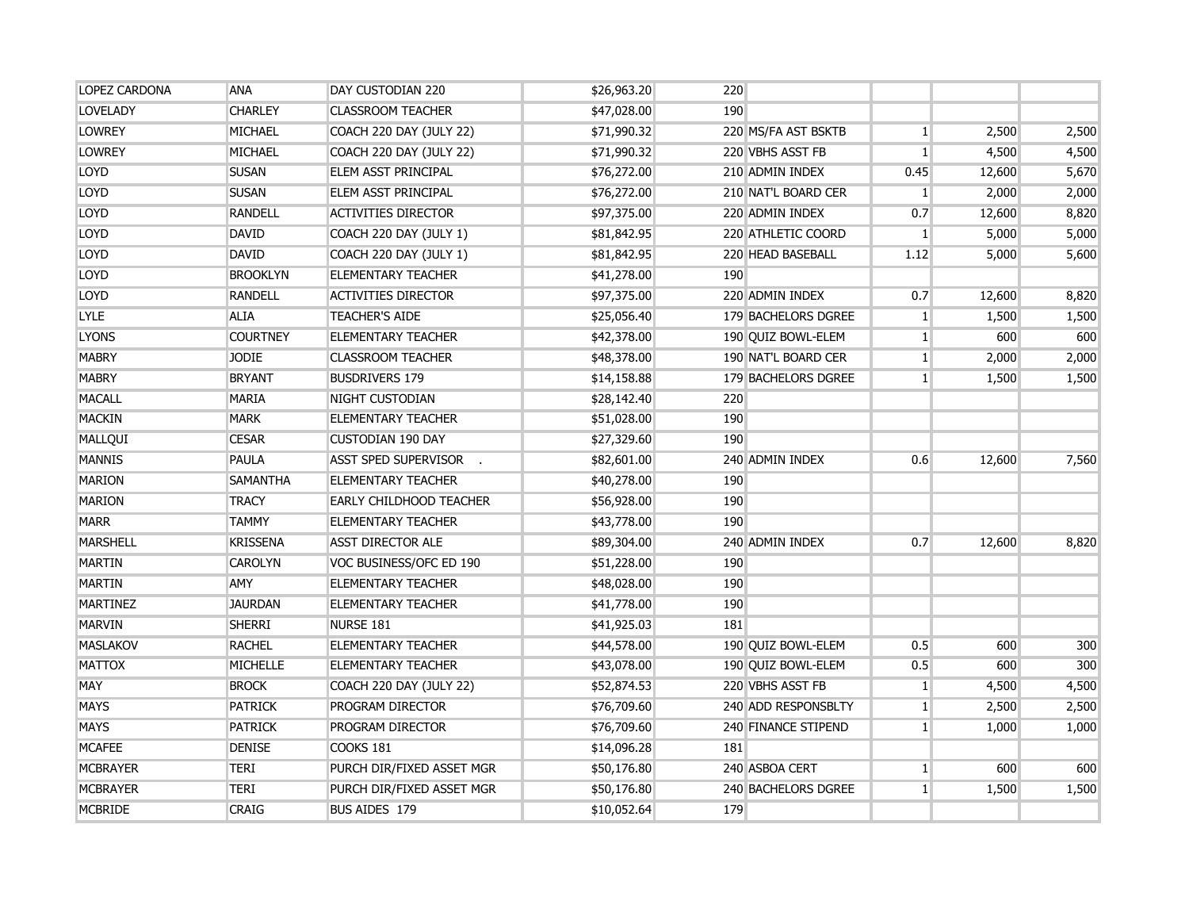| | | | | | | | | |
|---|---|---|---|---|---|---|---|---|
| LOPEZ CARDONA | ANA | DAY CUSTODIAN 220 | $26,963.20 | 220 | | | | |
| LOVELADY | CHARLEY | CLASSROOM TEACHER | $47,028.00 | 190 | | | | |
| LOWREY | MICHAEL | COACH 220 DAY (JULY 22) | $71,990.32 | 220 | MS/FA AST BSKTB | 1 | 2,500 | 2,500 |
| LOWREY | MICHAEL | COACH 220 DAY (JULY 22) | $71,990.32 | 220 | VBHS ASST FB | 1 | 4,500 | 4,500 |
| LOYD | SUSAN | ELEM ASST PRINCIPAL | $76,272.00 | 210 | ADMIN INDEX | 0.45 | 12,600 | 5,670 |
| LOYD | SUSAN | ELEM ASST PRINCIPAL | $76,272.00 | 210 | NAT'L BOARD CER | 1 | 2,000 | 2,000 |
| LOYD | RANDELL | ACTIVITIES DIRECTOR | $97,375.00 | 220 | ADMIN INDEX | 0.7 | 12,600 | 8,820 |
| LOYD | DAVID | COACH 220 DAY (JULY 1) | $81,842.95 | 220 | ATHLETIC COORD | 1 | 5,000 | 5,000 |
| LOYD | DAVID | COACH 220 DAY (JULY 1) | $81,842.95 | 220 | HEAD BASEBALL | 1.12 | 5,000 | 5,600 |
| LOYD | BROOKLYN | ELEMENTARY TEACHER | $41,278.00 | 190 | | | | |
| LOYD | RANDELL | ACTIVITIES DIRECTOR | $97,375.00 | 220 | ADMIN INDEX | 0.7 | 12,600 | 8,820 |
| LYLE | ALIA | TEACHER'S AIDE | $25,056.40 | 179 | BACHELORS DGREE | 1 | 1,500 | 1,500 |
| LYONS | COURTNEY | ELEMENTARY TEACHER | $42,378.00 | 190 | QUIZ BOWL-ELEM | 1 | 600 | 600 |
| MABRY | JODIE | CLASSROOM TEACHER | $48,378.00 | 190 | NAT'L BOARD CER | 1 | 2,000 | 2,000 |
| MABRY | BRYANT | BUSDRIVERS 179 | $14,158.88 | 179 | BACHELORS DGREE | 1 | 1,500 | 1,500 |
| MACALL | MARIA | NIGHT CUSTODIAN | $28,142.40 | 220 | | | | |
| MACKIN | MARK | ELEMENTARY TEACHER | $51,028.00 | 190 | | | | |
| MALLQUI | CESAR | CUSTODIAN 190 DAY | $27,329.60 | 190 | | | | |
| MANNIS | PAULA | ASST SPED SUPERVISOR . | $82,601.00 | 240 | ADMIN INDEX | 0.6 | 12,600 | 7,560 |
| MARION | SAMANTHA | ELEMENTARY TEACHER | $40,278.00 | 190 | | | | |
| MARION | TRACY | EARLY CHILDHOOD TEACHER | $56,928.00 | 190 | | | | |
| MARR | TAMMY | ELEMENTARY TEACHER | $43,778.00 | 190 | | | | |
| MARSHELL | KRISSENA | ASST DIRECTOR ALE | $89,304.00 | 240 | ADMIN INDEX | 0.7 | 12,600 | 8,820 |
| MARTIN | CAROLYN | VOC BUSINESS/OFC ED 190 | $51,228.00 | 190 | | | | |
| MARTIN | AMY | ELEMENTARY TEACHER | $48,028.00 | 190 | | | | |
| MARTINEZ | JAURDAN | ELEMENTARY TEACHER | $41,778.00 | 190 | | | | |
| MARVIN | SHERRI | NURSE 181 | $41,925.03 | 181 | | | | |
| MASLAKOV | RACHEL | ELEMENTARY TEACHER | $44,578.00 | 190 | QUIZ BOWL-ELEM | 0.5 | 600 | 300 |
| MATTOX | MICHELLE | ELEMENTARY TEACHER | $43,078.00 | 190 | QUIZ BOWL-ELEM | 0.5 | 600 | 300 |
| MAY | BROCK | COACH 220 DAY (JULY 22) | $52,874.53 | 220 | VBHS ASST FB | 1 | 4,500 | 4,500 |
| MAYS | PATRICK | PROGRAM DIRECTOR | $76,709.60 | 240 | ADD RESPONSBLTY | 1 | 2,500 | 2,500 |
| MAYS | PATRICK | PROGRAM DIRECTOR | $76,709.60 | 240 | FINANCE STIPEND | 1 | 1,000 | 1,000 |
| MCAFEE | DENISE | COOKS 181 | $14,096.28 | 181 | | | | |
| MCBRAYER | TERI | PURCH DIR/FIXED ASSET MGR | $50,176.80 | 240 | ASBOA CERT | 1 | 600 | 600 |
| MCBRAYER | TERI | PURCH DIR/FIXED ASSET MGR | $50,176.80 | 240 | BACHELORS DGREE | 1 | 1,500 | 1,500 |
| MCBRIDE | CRAIG | BUS AIDES 179 | $10,052.64 | 179 | | | | |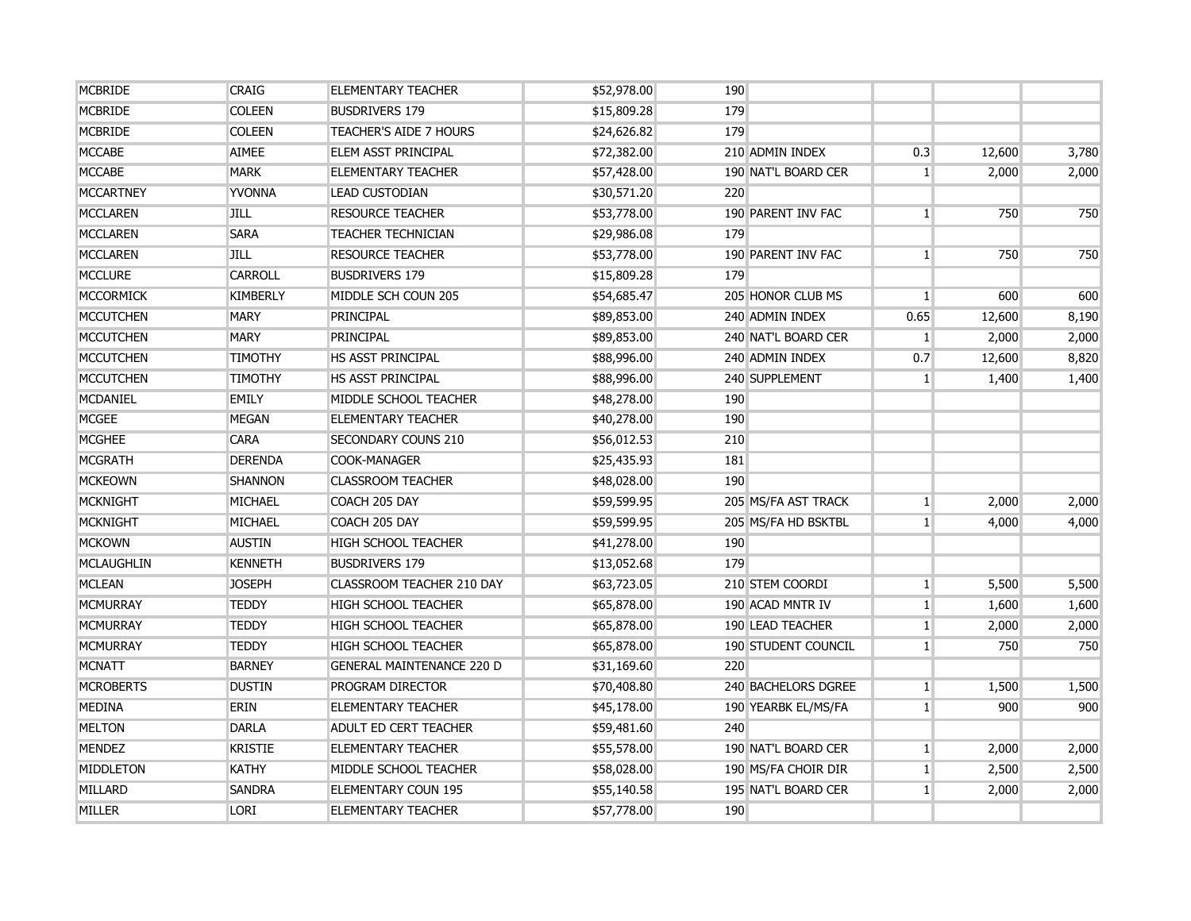| | | | | | | | | |
|---|---|---|---|---|---|---|---|---|
| MCBRIDE | CRAIG | ELEMENTARY TEACHER | $52,978.00 | 190 | | | | |
| MCBRIDE | COLEEN | BUSDRIVERS 179 | $15,809.28 | 179 | | | | |
| MCBRIDE | COLEEN | TEACHER'S AIDE 7 HOURS | $24,626.82 | 179 | | | | |
| MCCABE | AIMEE | ELEM ASST PRINCIPAL | $72,382.00 | 210 | ADMIN INDEX | 0.3 | 12,600 | 3,780 |
| MCCABE | MARK | ELEMENTARY TEACHER | $57,428.00 | 190 | NAT'L BOARD CER | 1 | 2,000 | 2,000 |
| MCCARTNEY | YVONNA | LEAD CUSTODIAN | $30,571.20 | 220 | | | | |
| MCCLAREN | JILL | RESOURCE TEACHER | $53,778.00 | 190 | PARENT INV FAC | 1 | 750 | 750 |
| MCCLAREN | SARA | TEACHER TECHNICIAN | $29,986.08 | 179 | | | | |
| MCCLAREN | JILL | RESOURCE TEACHER | $53,778.00 | 190 | PARENT INV FAC | 1 | 750 | 750 |
| MCCLURE | CARROLL | BUSDRIVERS 179 | $15,809.28 | 179 | | | | |
| MCCORMICK | KIMBERLY | MIDDLE SCH COUN 205 | $54,685.47 | 205 | HONOR CLUB MS | 1 | 600 | 600 |
| MCCUTCHEN | MARY | PRINCIPAL | $89,853.00 | 240 | ADMIN INDEX | 0.65 | 12,600 | 8,190 |
| MCCUTCHEN | MARY | PRINCIPAL | $89,853.00 | 240 | NAT'L BOARD CER | 1 | 2,000 | 2,000 |
| MCCUTCHEN | TIMOTHY | HS ASST PRINCIPAL | $88,996.00 | 240 | ADMIN INDEX | 0.7 | 12,600 | 8,820 |
| MCCUTCHEN | TIMOTHY | HS ASST PRINCIPAL | $88,996.00 | 240 | SUPPLEMENT | 1 | 1,400 | 1,400 |
| MCDANIEL | EMILY | MIDDLE SCHOOL TEACHER | $48,278.00 | 190 | | | | |
| MCGEE | MEGAN | ELEMENTARY TEACHER | $40,278.00 | 190 | | | | |
| MCGHEE | CARA | SECONDARY COUNS 210 | $56,012.53 | 210 | | | | |
| MCGRATH | DERENDA | COOK-MANAGER | $25,435.93 | 181 | | | | |
| MCKEOWN | SHANNON | CLASSROOM TEACHER | $48,028.00 | 190 | | | | |
| MCKNIGHT | MICHAEL | COACH 205 DAY | $59,599.95 | 205 | MS/FA AST TRACK | 1 | 2,000 | 2,000 |
| MCKNIGHT | MICHAEL | COACH 205 DAY | $59,599.95 | 205 | MS/FA HD BSKTBL | 1 | 4,000 | 4,000 |
| MCKOWN | AUSTIN | HIGH SCHOOL TEACHER | $41,278.00 | 190 | | | | |
| MCLAUGHLIN | KENNETH | BUSDRIVERS 179 | $13,052.68 | 179 | | | | |
| MCLEAN | JOSEPH | CLASSROOM TEACHER 210 DAY | $63,723.05 | 210 | STEM COORDI | 1 | 5,500 | 5,500 |
| MCMURRAY | TEDDY | HIGH SCHOOL TEACHER | $65,878.00 | 190 | ACAD MNTR IV | 1 | 1,600 | 1,600 |
| MCMURRAY | TEDDY | HIGH SCHOOL TEACHER | $65,878.00 | 190 | LEAD TEACHER | 1 | 2,000 | 2,000 |
| MCMURRAY | TEDDY | HIGH SCHOOL TEACHER | $65,878.00 | 190 | STUDENT COUNCIL | 1 | 750 | 750 |
| MCNATT | BARNEY | GENERAL MAINTENANCE 220 D | $31,169.60 | 220 | | | | |
| MCROBERTS | DUSTIN | PROGRAM DIRECTOR | $70,408.80 | 240 | BACHELORS DGREE | 1 | 1,500 | 1,500 |
| MEDINA | ERIN | ELEMENTARY TEACHER | $45,178.00 | 190 | YEARBK EL/MS/FA | 1 | 900 | 900 |
| MELTON | DARLA | ADULT ED CERT TEACHER | $59,481.60 | 240 | | | | |
| MENDEZ | KRISTIE | ELEMENTARY TEACHER | $55,578.00 | 190 | NAT'L BOARD CER | 1 | 2,000 | 2,000 |
| MIDDLETON | KATHY | MIDDLE SCHOOL TEACHER | $58,028.00 | 190 | MS/FA CHOIR DIR | 1 | 2,500 | 2,500 |
| MILLARD | SANDRA | ELEMENTARY COUN 195 | $55,140.58 | 195 | NAT'L BOARD CER | 1 | 2,000 | 2,000 |
| MILLER | LORI | ELEMENTARY TEACHER | $57,778.00 | 190 | | | | |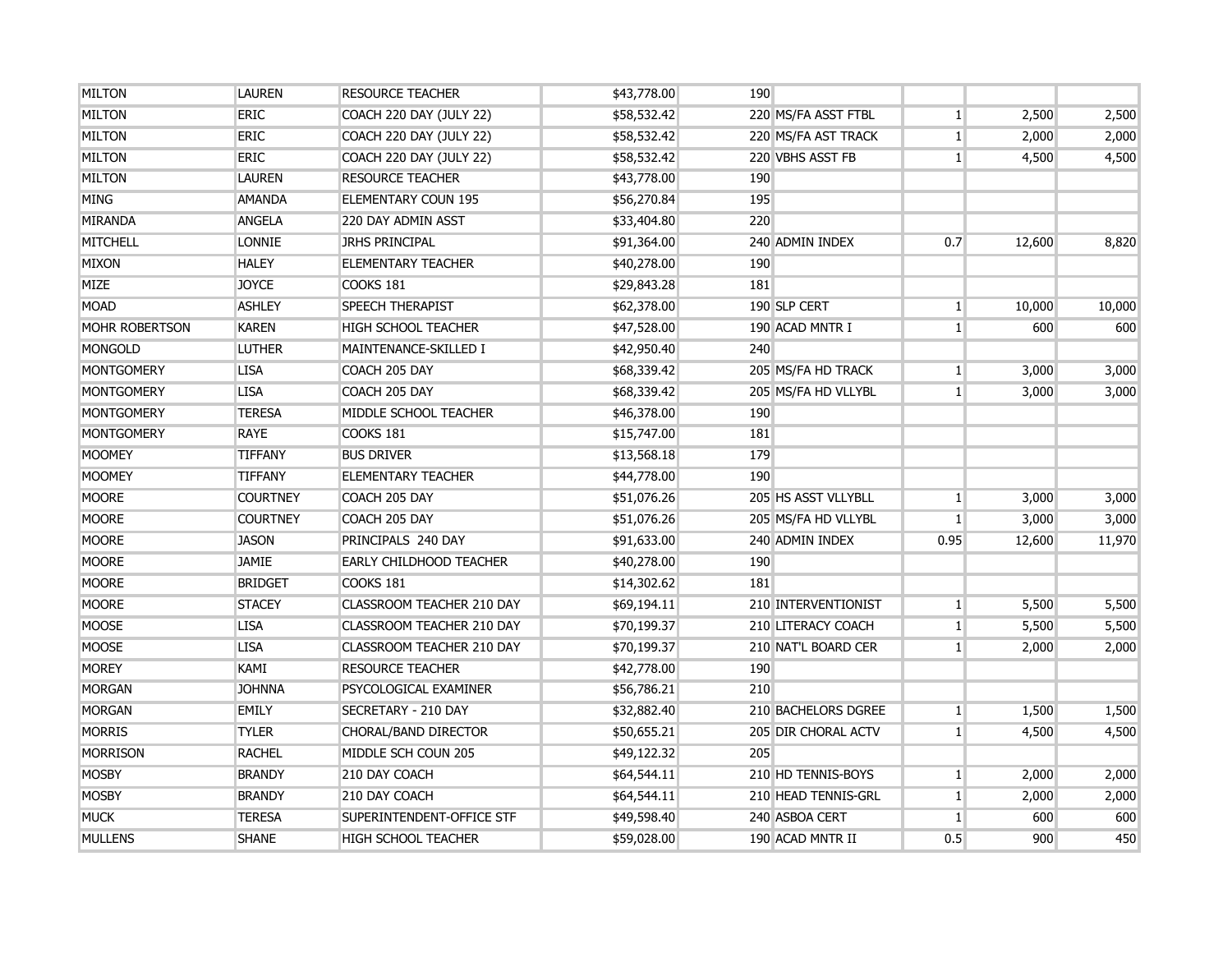| | | | | | | | | |
|---|---|---|---|---|---|---|---|---|
| MILTON | LAUREN | RESOURCE TEACHER | $43,778.00 | 190 | | | | |
| MILTON | ERIC | COACH 220 DAY (JULY 22) | $58,532.42 | 220 | MS/FA ASST FTBL | 1 | 2,500 | 2,500 |
| MILTON | ERIC | COACH 220 DAY (JULY 22) | $58,532.42 | 220 | MS/FA AST TRACK | 1 | 2,000 | 2,000 |
| MILTON | ERIC | COACH 220 DAY (JULY 22) | $58,532.42 | 220 | VBHS ASST FB | 1 | 4,500 | 4,500 |
| MILTON | LAUREN | RESOURCE TEACHER | $43,778.00 | 190 | | | | |
| MING | AMANDA | ELEMENTARY COUN 195 | $56,270.84 | 195 | | | | |
| MIRANDA | ANGELA | 220 DAY ADMIN ASST | $33,404.80 | 220 | | | | |
| MITCHELL | LONNIE | JRHS PRINCIPAL | $91,364.00 | 240 | ADMIN INDEX | 0.7 | 12,600 | 8,820 |
| MIXON | HALEY | ELEMENTARY TEACHER | $40,278.00 | 190 | | | | |
| MIZE | JOYCE | COOKS 181 | $29,843.28 | 181 | | | | |
| MOAD | ASHLEY | SPEECH THERAPIST | $62,378.00 | 190 | SLP CERT | 1 | 10,000 | 10,000 |
| MOHR ROBERTSON | KAREN | HIGH SCHOOL TEACHER | $47,528.00 | 190 | ACAD MNTR I | 1 | 600 | 600 |
| MONGOLD | LUTHER | MAINTENANCE-SKILLED I | $42,950.40 | 240 | | | | |
| MONTGOMERY | LISA | COACH 205 DAY | $68,339.42 | 205 | MS/FA HD TRACK | 1 | 3,000 | 3,000 |
| MONTGOMERY | LISA | COACH 205 DAY | $68,339.42 | 205 | MS/FA HD VLLYBL | 1 | 3,000 | 3,000 |
| MONTGOMERY | TERESA | MIDDLE SCHOOL TEACHER | $46,378.00 | 190 | | | | |
| MONTGOMERY | RAYE | COOKS 181 | $15,747.00 | 181 | | | | |
| MOOMEY | TIFFANY | BUS DRIVER | $13,568.18 | 179 | | | | |
| MOOMEY | TIFFANY | ELEMENTARY TEACHER | $44,778.00 | 190 | | | | |
| MOORE | COURTNEY | COACH 205 DAY | $51,076.26 | 205 | HS ASST VLLYBLL | 1 | 3,000 | 3,000 |
| MOORE | COURTNEY | COACH 205 DAY | $51,076.26 | 205 | MS/FA HD VLLYBL | 1 | 3,000 | 3,000 |
| MOORE | JASON | PRINCIPALS 240 DAY | $91,633.00 | 240 | ADMIN INDEX | 0.95 | 12,600 | 11,970 |
| MOORE | JAMIE | EARLY CHILDHOOD TEACHER | $40,278.00 | 190 | | | | |
| MOORE | BRIDGET | COOKS 181 | $14,302.62 | 181 | | | | |
| MOORE | STACEY | CLASSROOM TEACHER 210 DAY | $69,194.11 | 210 | INTERVENTIONIST | 1 | 5,500 | 5,500 |
| MOOSE | LISA | CLASSROOM TEACHER 210 DAY | $70,199.37 | 210 | LITERACY COACH | 1 | 5,500 | 5,500 |
| MOOSE | LISA | CLASSROOM TEACHER 210 DAY | $70,199.37 | 210 | NAT'L BOARD CER | 1 | 2,000 | 2,000 |
| MOREY | KAMI | RESOURCE TEACHER | $42,778.00 | 190 | | | | |
| MORGAN | JOHNNA | PSYCOLOGICAL EXAMINER | $56,786.21 | 210 | | | | |
| MORGAN | EMILY | SECRETARY - 210 DAY | $32,882.40 | 210 | BACHELORS DGREE | 1 | 1,500 | 1,500 |
| MORRIS | TYLER | CHORAL/BAND DIRECTOR | $50,655.21 | 205 | DIR CHORAL ACTV | 1 | 4,500 | 4,500 |
| MORRISON | RACHEL | MIDDLE SCH COUN 205 | $49,122.32 | 205 | | | | |
| MOSBY | BRANDY | 210 DAY COACH | $64,544.11 | 210 | HD TENNIS-BOYS | 1 | 2,000 | 2,000 |
| MOSBY | BRANDY | 210 DAY COACH | $64,544.11 | 210 | HEAD TENNIS-GRL | 1 | 2,000 | 2,000 |
| MUCK | TERESA | SUPERINTENDENT-OFFICE STF | $49,598.40 | 240 | ASBOA CERT | 1 | 600 | 600 |
| MULLENS | SHANE | HIGH SCHOOL TEACHER | $59,028.00 | 190 | ACAD MNTR II | 0.5 | 900 | 450 |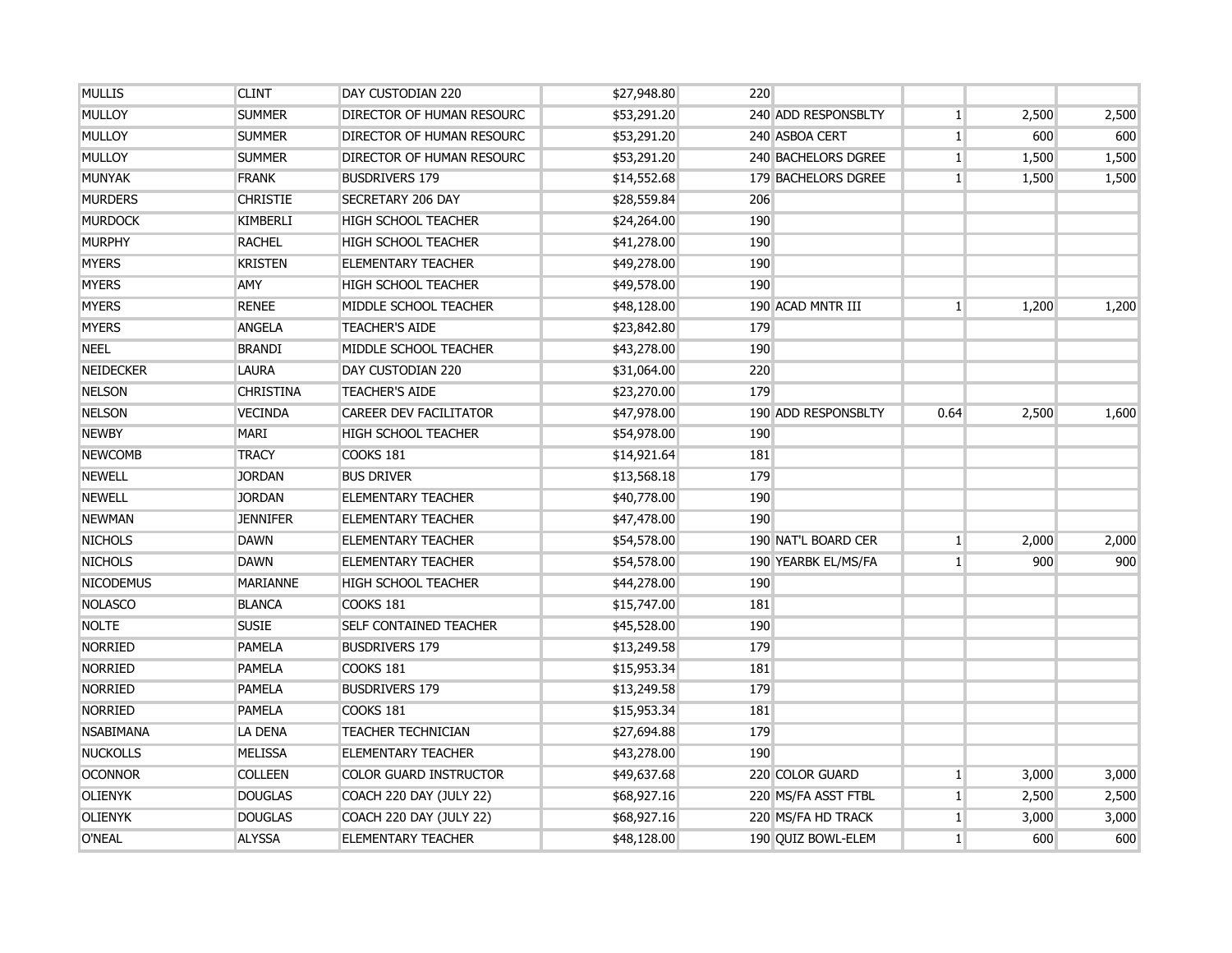| | | | | | | | | |
|---|---|---|---|---|---|---|---|---|
| MULLIS | CLINT | DAY CUSTODIAN 220 | $27,948.80 | 220 | | | | |
| MULLOY | SUMMER | DIRECTOR OF HUMAN RESOURC | $53,291.20 | 240 | ADD RESPONSBLTY | 1 | 2,500 | 2,500 |
| MULLOY | SUMMER | DIRECTOR OF HUMAN RESOURC | $53,291.20 | 240 | ASBOA CERT | 1 | 600 | 600 |
| MULLOY | SUMMER | DIRECTOR OF HUMAN RESOURC | $53,291.20 | 240 | BACHELORS DGREE | 1 | 1,500 | 1,500 |
| MUNYAK | FRANK | BUSDRIVERS 179 | $14,552.68 | 179 | BACHELORS DGREE | 1 | 1,500 | 1,500 |
| MURDERS | CHRISTIE | SECRETARY 206 DAY | $28,559.84 | 206 | | | | |
| MURDOCK | KIMBERLI | HIGH SCHOOL TEACHER | $24,264.00 | 190 | | | | |
| MURPHY | RACHEL | HIGH SCHOOL TEACHER | $41,278.00 | 190 | | | | |
| MYERS | KRISTEN | ELEMENTARY TEACHER | $49,278.00 | 190 | | | | |
| MYERS | AMY | HIGH SCHOOL TEACHER | $49,578.00 | 190 | | | | |
| MYERS | RENEE | MIDDLE SCHOOL TEACHER | $48,128.00 | 190 | ACAD MNTR III | 1 | 1,200 | 1,200 |
| MYERS | ANGELA | TEACHER'S AIDE | $23,842.80 | 179 | | | | |
| NEEL | BRANDI | MIDDLE SCHOOL TEACHER | $43,278.00 | 190 | | | | |
| NEIDECKER | LAURA | DAY CUSTODIAN 220 | $31,064.00 | 220 | | | | |
| NELSON | CHRISTINA | TEACHER'S AIDE | $23,270.00 | 179 | | | | |
| NELSON | VECINDA | CAREER DEV FACILITATOR | $47,978.00 | 190 | ADD RESPONSBLTY | 0.64 | 2,500 | 1,600 |
| NEWBY | MARI | HIGH SCHOOL TEACHER | $54,978.00 | 190 | | | | |
| NEWCOMB | TRACY | COOKS 181 | $14,921.64 | 181 | | | | |
| NEWELL | JORDAN | BUS DRIVER | $13,568.18 | 179 | | | | |
| NEWELL | JORDAN | ELEMENTARY TEACHER | $40,778.00 | 190 | | | | |
| NEWMAN | JENNIFER | ELEMENTARY TEACHER | $47,478.00 | 190 | | | | |
| NICHOLS | DAWN | ELEMENTARY TEACHER | $54,578.00 | 190 | NAT'L BOARD CER | 1 | 2,000 | 2,000 |
| NICHOLS | DAWN | ELEMENTARY TEACHER | $54,578.00 | 190 | YEARBK EL/MS/FA | 1 | 900 | 900 |
| NICODEMUS | MARIANNE | HIGH SCHOOL TEACHER | $44,278.00 | 190 | | | | |
| NOLASCO | BLANCA | COOKS 181 | $15,747.00 | 181 | | | | |
| NOLTE | SUSIE | SELF CONTAINED TEACHER | $45,528.00 | 190 | | | | |
| NORRIED | PAMELA | BUSDRIVERS 179 | $13,249.58 | 179 | | | | |
| NORRIED | PAMELA | COOKS 181 | $15,953.34 | 181 | | | | |
| NORRIED | PAMELA | BUSDRIVERS 179 | $13,249.58 | 179 | | | | |
| NORRIED | PAMELA | COOKS 181 | $15,953.34 | 181 | | | | |
| NSABIMANA | LA DENA | TEACHER TECHNICIAN | $27,694.88 | 179 | | | | |
| NUCKOLLS | MELISSA | ELEMENTARY TEACHER | $43,278.00 | 190 | | | | |
| OCONNOR | COLLEEN | COLOR GUARD INSTRUCTOR | $49,637.68 | 220 | COLOR GUARD | 1 | 3,000 | 3,000 |
| OLIENYK | DOUGLAS | COACH 220 DAY (JULY 22) | $68,927.16 | 220 | MS/FA ASST FTBL | 1 | 2,500 | 2,500 |
| OLIENYK | DOUGLAS | COACH 220 DAY (JULY 22) | $68,927.16 | 220 | MS/FA HD TRACK | 1 | 3,000 | 3,000 |
| O'NEAL | ALYSSA | ELEMENTARY TEACHER | $48,128.00 | 190 | QUIZ BOWL-ELEM | 1 | 600 | 600 |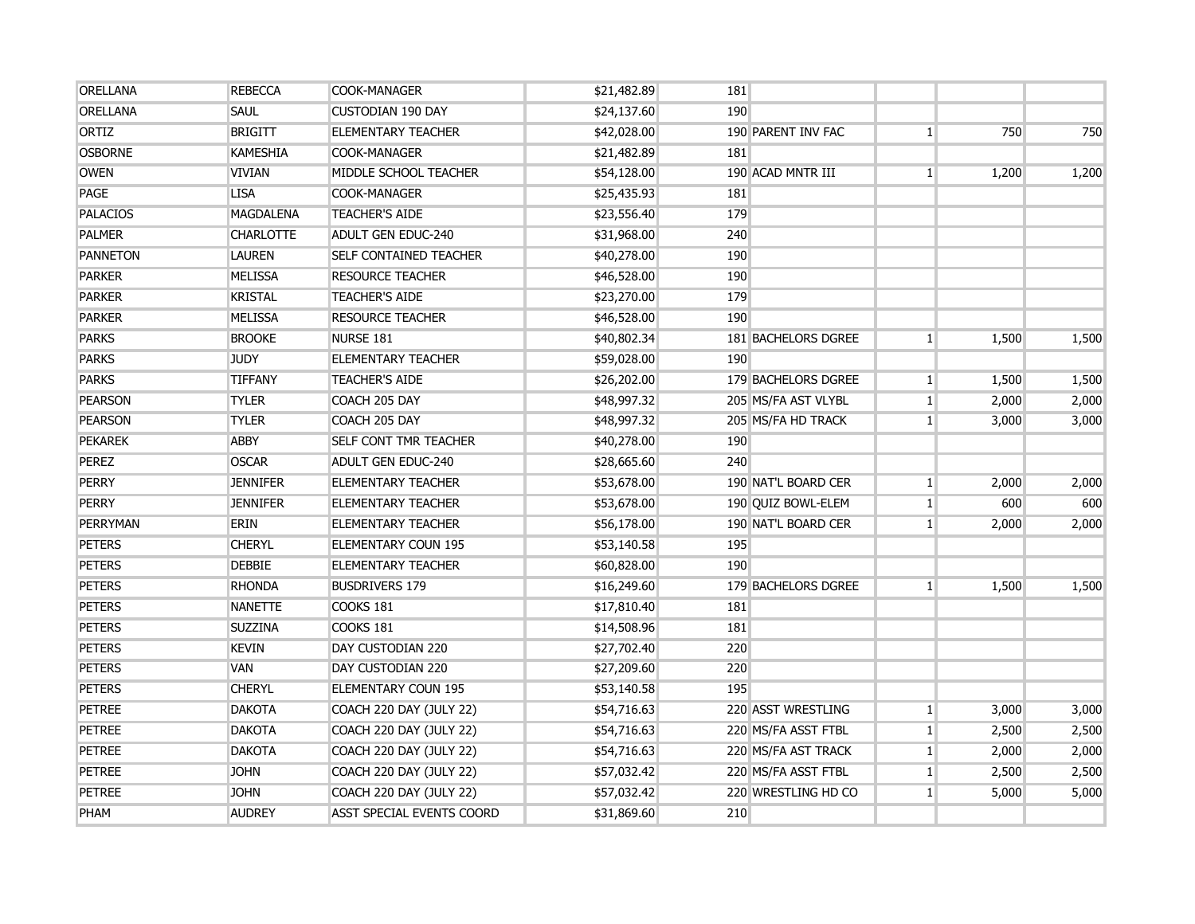| | | | | | | | | |
|---|---|---|---|---|---|---|---|---|
| ORELLANA | REBECCA | COOK-MANAGER | $21,482.89 | 181 | | | | |
| ORELLANA | SAUL | CUSTODIAN 190 DAY | $24,137.60 | 190 | | | | |
| ORTIZ | BRIGITT | ELEMENTARY TEACHER | $42,028.00 | 190 | PARENT INV FAC | 1 | 750 | 750 |
| OSBORNE | KAMESHIA | COOK-MANAGER | $21,482.89 | 181 | | | | |
| OWEN | VIVIAN | MIDDLE SCHOOL TEACHER | $54,128.00 | 190 | ACAD MNTR III | 1 | 1,200 | 1,200 |
| PAGE | LISA | COOK-MANAGER | $25,435.93 | 181 | | | | |
| PALACIOS | MAGDALENA | TEACHER'S AIDE | $23,556.40 | 179 | | | | |
| PALMER | CHARLOTTE | ADULT GEN EDUC-240 | $31,968.00 | 240 | | | | |
| PANNETON | LAUREN | SELF CONTAINED TEACHER | $40,278.00 | 190 | | | | |
| PARKER | MELISSA | RESOURCE TEACHER | $46,528.00 | 190 | | | | |
| PARKER | KRISTAL | TEACHER'S AIDE | $23,270.00 | 179 | | | | |
| PARKER | MELISSA | RESOURCE TEACHER | $46,528.00 | 190 | | | | |
| PARKS | BROOKE | NURSE 181 | $40,802.34 | 181 | BACHELORS DGREE | 1 | 1,500 | 1,500 |
| PARKS | JUDY | ELEMENTARY TEACHER | $59,028.00 | 190 | | | | |
| PARKS | TIFFANY | TEACHER'S AIDE | $26,202.00 | 179 | BACHELORS DGREE | 1 | 1,500 | 1,500 |
| PEARSON | TYLER | COACH 205 DAY | $48,997.32 | 205 | MS/FA AST VLYBL | 1 | 2,000 | 2,000 |
| PEARSON | TYLER | COACH 205 DAY | $48,997.32 | 205 | MS/FA HD TRACK | 1 | 3,000 | 3,000 |
| PEKAREK | ABBY | SELF CONT TMR TEACHER | $40,278.00 | 190 | | | | |
| PEREZ | OSCAR | ADULT GEN EDUC-240 | $28,665.60 | 240 | | | | |
| PERRY | JENNIFER | ELEMENTARY TEACHER | $53,678.00 | 190 | NAT'L BOARD CER | 1 | 2,000 | 2,000 |
| PERRY | JENNIFER | ELEMENTARY TEACHER | $53,678.00 | 190 | QUIZ BOWL-ELEM | 1 | 600 | 600 |
| PERRYMAN | ERIN | ELEMENTARY TEACHER | $56,178.00 | 190 | NAT'L BOARD CER | 1 | 2,000 | 2,000 |
| PETERS | CHERYL | ELEMENTARY COUN 195 | $53,140.58 | 195 | | | | |
| PETERS | DEBBIE | ELEMENTARY TEACHER | $60,828.00 | 190 | | | | |
| PETERS | RHONDA | BUSDRIVERS 179 | $16,249.60 | 179 | BACHELORS DGREE | 1 | 1,500 | 1,500 |
| PETERS | NANETTE | COOKS 181 | $17,810.40 | 181 | | | | |
| PETERS | SUZZINA | COOKS 181 | $14,508.96 | 181 | | | | |
| PETERS | KEVIN | DAY CUSTODIAN 220 | $27,702.40 | 220 | | | | |
| PETERS | VAN | DAY CUSTODIAN 220 | $27,209.60 | 220 | | | | |
| PETERS | CHERYL | ELEMENTARY COUN 195 | $53,140.58 | 195 | | | | |
| PETREE | DAKOTA | COACH 220 DAY (JULY 22) | $54,716.63 | 220 | ASST WRESTLING | 1 | 3,000 | 3,000 |
| PETREE | DAKOTA | COACH 220 DAY (JULY 22) | $54,716.63 | 220 | MS/FA ASST FTBL | 1 | 2,500 | 2,500 |
| PETREE | DAKOTA | COACH 220 DAY (JULY 22) | $54,716.63 | 220 | MS/FA AST TRACK | 1 | 2,000 | 2,000 |
| PETREE | JOHN | COACH 220 DAY (JULY 22) | $57,032.42 | 220 | MS/FA ASST FTBL | 1 | 2,500 | 2,500 |
| PETREE | JOHN | COACH 220 DAY (JULY 22) | $57,032.42 | 220 | WRESTLING HD CO | 1 | 5,000 | 5,000 |
| PHAM | AUDREY | ASST SPECIAL EVENTS COORD | $31,869.60 | 210 | | | | |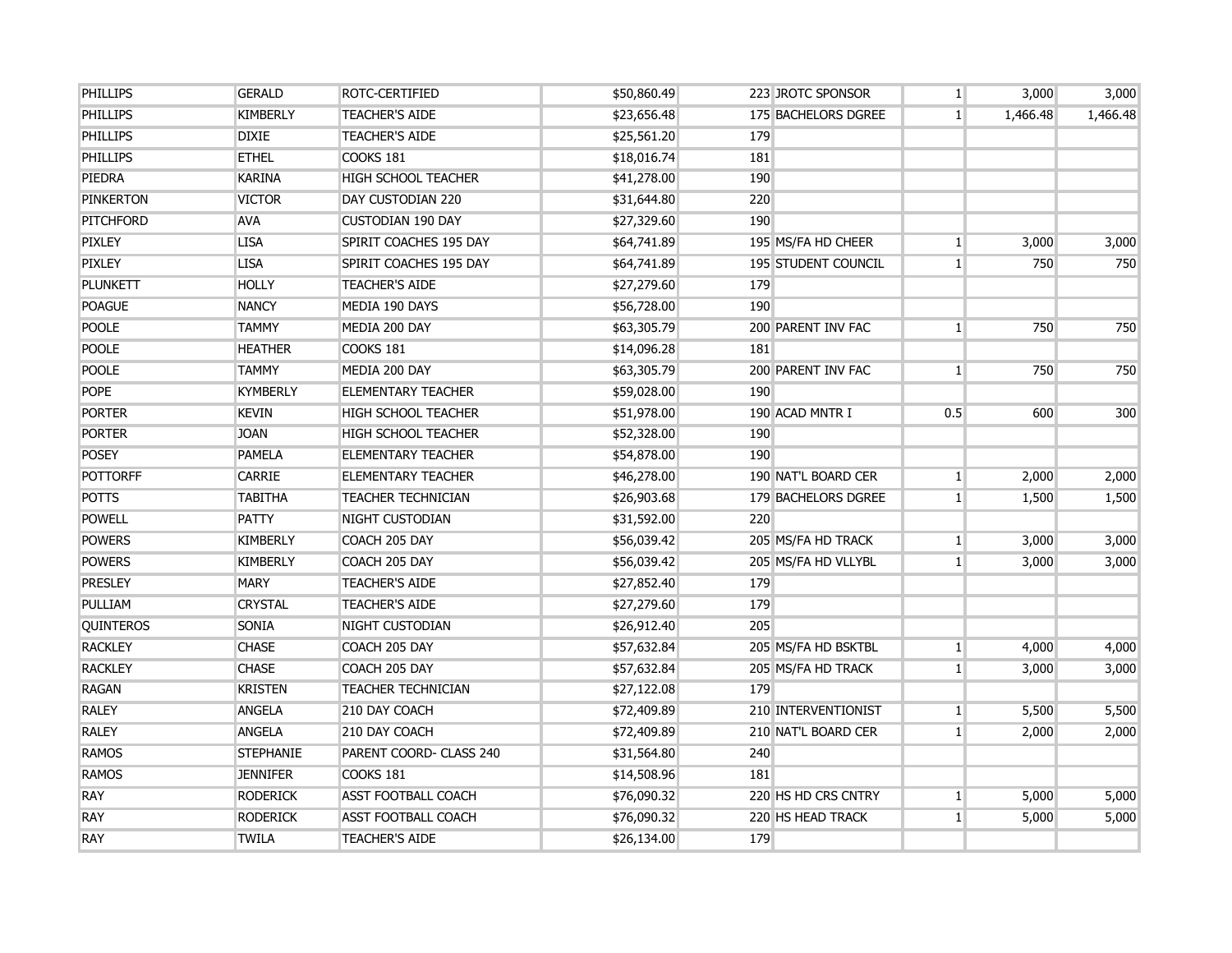| | | | | | | | | |
|---|---|---|---|---|---|---|---|---|
| PHILLIPS | GERALD | ROTC-CERTIFIED | $50,860.49 | 223 | JROTC SPONSOR | 1 | 3,000 | 3,000 |
| PHILLIPS | KIMBERLY | TEACHER'S AIDE | $23,656.48 | 175 | BACHELORS DGREE | 1 | 1,466.48 | 1,466.48 |
| PHILLIPS | DIXIE | TEACHER'S AIDE | $25,561.20 | 179 | | | | |
| PHILLIPS | ETHEL | COOKS 181 | $18,016.74 | 181 | | | | |
| PIEDRA | KARINA | HIGH SCHOOL TEACHER | $41,278.00 | 190 | | | | |
| PINKERTON | VICTOR | DAY CUSTODIAN 220 | $31,644.80 | 220 | | | | |
| PITCHFORD | AVA | CUSTODIAN 190 DAY | $27,329.60 | 190 | | | | |
| PIXLEY | LISA | SPIRIT COACHES 195 DAY | $64,741.89 | 195 | MS/FA HD CHEER | 1 | 3,000 | 3,000 |
| PIXLEY | LISA | SPIRIT COACHES 195 DAY | $64,741.89 | 195 | STUDENT COUNCIL | 1 | 750 | 750 |
| PLUNKETT | HOLLY | TEACHER'S AIDE | $27,279.60 | 179 | | | | |
| POAGUE | NANCY | MEDIA 190 DAYS | $56,728.00 | 190 | | | | |
| POOLE | TAMMY | MEDIA 200 DAY | $63,305.79 | 200 | PARENT INV FAC | 1 | 750 | 750 |
| POOLE | HEATHER | COOKS 181 | $14,096.28 | 181 | | | | |
| POOLE | TAMMY | MEDIA 200 DAY | $63,305.79 | 200 | PARENT INV FAC | 1 | 750 | 750 |
| POPE | KYMBERLY | ELEMENTARY TEACHER | $59,028.00 | 190 | | | | |
| PORTER | KEVIN | HIGH SCHOOL TEACHER | $51,978.00 | 190 | ACAD MNTR I | 0.5 | 600 | 300 |
| PORTER | JOAN | HIGH SCHOOL TEACHER | $52,328.00 | 190 | | | | |
| POSEY | PAMELA | ELEMENTARY TEACHER | $54,878.00 | 190 | | | | |
| POTTORFF | CARRIE | ELEMENTARY TEACHER | $46,278.00 | 190 | NAT'L BOARD CER | 1 | 2,000 | 2,000 |
| POTTS | TABITHA | TEACHER TECHNICIAN | $26,903.68 | 179 | BACHELORS DGREE | 1 | 1,500 | 1,500 |
| POWELL | PATTY | NIGHT CUSTODIAN | $31,592.00 | 220 | | | | |
| POWERS | KIMBERLY | COACH 205 DAY | $56,039.42 | 205 | MS/FA HD TRACK | 1 | 3,000 | 3,000 |
| POWERS | KIMBERLY | COACH 205 DAY | $56,039.42 | 205 | MS/FA HD VLLYBL | 1 | 3,000 | 3,000 |
| PRESLEY | MARY | TEACHER'S AIDE | $27,852.40 | 179 | | | | |
| PULLIAM | CRYSTAL | TEACHER'S AIDE | $27,279.60 | 179 | | | | |
| QUINTEROS | SONIA | NIGHT CUSTODIAN | $26,912.40 | 205 | | | | |
| RACKLEY | CHASE | COACH 205 DAY | $57,632.84 | 205 | MS/FA HD BSKTBL | 1 | 4,000 | 4,000 |
| RACKLEY | CHASE | COACH 205 DAY | $57,632.84 | 205 | MS/FA HD TRACK | 1 | 3,000 | 3,000 |
| RAGAN | KRISTEN | TEACHER TECHNICIAN | $27,122.08 | 179 | | | | |
| RALEY | ANGELA | 210 DAY COACH | $72,409.89 | 210 | INTERVENTIONIST | 1 | 5,500 | 5,500 |
| RALEY | ANGELA | 210 DAY COACH | $72,409.89 | 210 | NAT'L BOARD CER | 1 | 2,000 | 2,000 |
| RAMOS | STEPHANIE | PARENT COORD- CLASS 240 | $31,564.80 | 240 | | | | |
| RAMOS | JENNIFER | COOKS 181 | $14,508.96 | 181 | | | | |
| RAY | RODERICK | ASST FOOTBALL COACH | $76,090.32 | 220 | HS HD CRS CNTRY | 1 | 5,000 | 5,000 |
| RAY | RODERICK | ASST FOOTBALL COACH | $76,090.32 | 220 | HS HEAD TRACK | 1 | 5,000 | 5,000 |
| RAY | TWILA | TEACHER'S AIDE | $26,134.00 | 179 | | | | |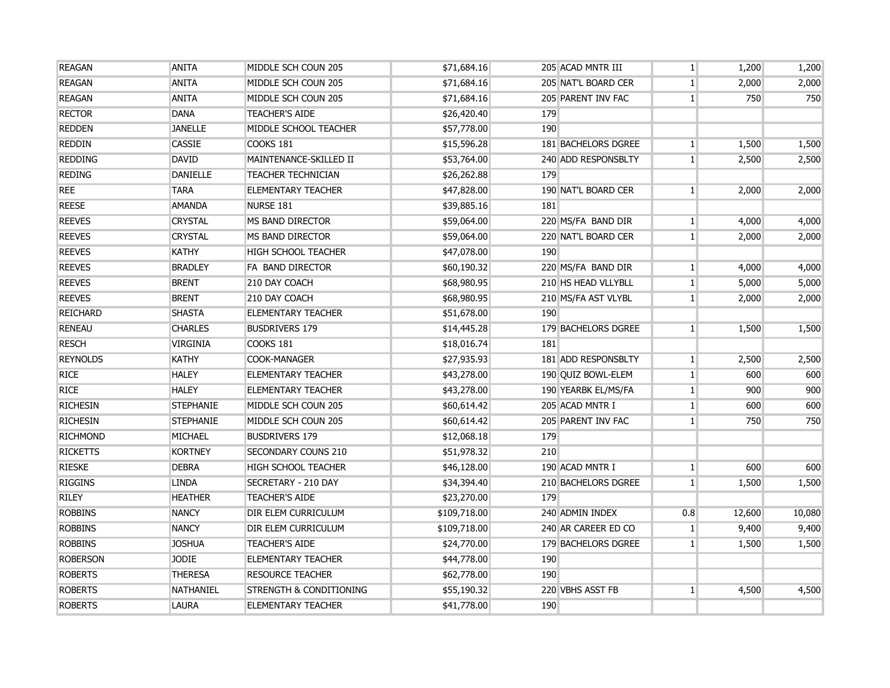| | | | | | | | | |
|---|---|---|---|---|---|---|---|---|
| REAGAN | ANITA | MIDDLE SCH COUN 205 | $71,684.16 | 205 | ACAD MNTR III | 1 | 1,200 | 1,200 |
| REAGAN | ANITA | MIDDLE SCH COUN 205 | $71,684.16 | 205 | NAT'L BOARD CER | 1 | 2,000 | 2,000 |
| REAGAN | ANITA | MIDDLE SCH COUN 205 | $71,684.16 | 205 | PARENT INV FAC | 1 | 750 | 750 |
| RECTOR | DANA | TEACHER'S AIDE | $26,420.40 | 179 | | | | |
| REDDEN | JANELLE | MIDDLE SCHOOL TEACHER | $57,778.00 | 190 | | | | |
| REDDIN | CASSIE | COOKS 181 | $15,596.28 | 181 | BACHELORS DGREE | 1 | 1,500 | 1,500 |
| REDDING | DAVID | MAINTENANCE-SKILLED II | $53,764.00 | 240 | ADD RESPONSBLTY | 1 | 2,500 | 2,500 |
| REDING | DANIELLE | TEACHER TECHNICIAN | $26,262.88 | 179 | | | | |
| REE | TARA | ELEMENTARY TEACHER | $47,828.00 | 190 | NAT'L BOARD CER | 1 | 2,000 | 2,000 |
| REESE | AMANDA | NURSE 181 | $39,885.16 | 181 | | | | |
| REEVES | CRYSTAL | MS BAND DIRECTOR | $59,064.00 | 220 | MS/FA BAND DIR | 1 | 4,000 | 4,000 |
| REEVES | CRYSTAL | MS BAND DIRECTOR | $59,064.00 | 220 | NAT'L BOARD CER | 1 | 2,000 | 2,000 |
| REEVES | KATHY | HIGH SCHOOL TEACHER | $47,078.00 | 190 | | | | |
| REEVES | BRADLEY | FA BAND DIRECTOR | $60,190.32 | 220 | MS/FA BAND DIR | 1 | 4,000 | 4,000 |
| REEVES | BRENT | 210 DAY COACH | $68,980.95 | 210 | HS HEAD VLLYBLL | 1 | 5,000 | 5,000 |
| REEVES | BRENT | 210 DAY COACH | $68,980.95 | 210 | MS/FA AST VLYBL | 1 | 2,000 | 2,000 |
| REICHARD | SHASTA | ELEMENTARY TEACHER | $51,678.00 | 190 | | | | |
| RENEAU | CHARLES | BUSDRIVERS 179 | $14,445.28 | 179 | BACHELORS DGREE | 1 | 1,500 | 1,500 |
| RESCH | VIRGINIA | COOKS 181 | $18,016.74 | 181 | | | | |
| REYNOLDS | KATHY | COOK-MANAGER | $27,935.93 | 181 | ADD RESPONSBLTY | 1 | 2,500 | 2,500 |
| RICE | HALEY | ELEMENTARY TEACHER | $43,278.00 | 190 | QUIZ BOWL-ELEM | 1 | 600 | 600 |
| RICE | HALEY | ELEMENTARY TEACHER | $43,278.00 | 190 | YEARBK EL/MS/FA | 1 | 900 | 900 |
| RICHESIN | STEPHANIE | MIDDLE SCH COUN 205 | $60,614.42 | 205 | ACAD MNTR I | 1 | 600 | 600 |
| RICHESIN | STEPHANIE | MIDDLE SCH COUN 205 | $60,614.42 | 205 | PARENT INV FAC | 1 | 750 | 750 |
| RICHMOND | MICHAEL | BUSDRIVERS 179 | $12,068.18 | 179 | | | | |
| RICKETTS | KORTNEY | SECONDARY COUNS 210 | $51,978.32 | 210 | | | | |
| RIESKE | DEBRA | HIGH SCHOOL TEACHER | $46,128.00 | 190 | ACAD MNTR I | 1 | 600 | 600 |
| RIGGINS | LINDA | SECRETARY - 210 DAY | $34,394.40 | 210 | BACHELORS DGREE | 1 | 1,500 | 1,500 |
| RILEY | HEATHER | TEACHER'S AIDE | $23,270.00 | 179 | | | | |
| ROBBINS | NANCY | DIR ELEM CURRICULUM | $109,718.00 | 240 | ADMIN INDEX | 0.8 | 12,600 | 10,080 |
| ROBBINS | NANCY | DIR ELEM CURRICULUM | $109,718.00 | 240 | AR CAREER ED CO | 1 | 9,400 | 9,400 |
| ROBBINS | JOSHUA | TEACHER'S AIDE | $24,770.00 | 179 | BACHELORS DGREE | 1 | 1,500 | 1,500 |
| ROBERSON | JODIE | ELEMENTARY TEACHER | $44,778.00 | 190 | | | | |
| ROBERTS | THERESA | RESOURCE TEACHER | $62,778.00 | 190 | | | | |
| ROBERTS | NATHANIEL | STRENGTH & CONDITIONING | $55,190.32 | 220 | VBHS ASST FB | 1 | 4,500 | 4,500 |
| ROBERTS | LAURA | ELEMENTARY TEACHER | $41,778.00 | 190 | | | | |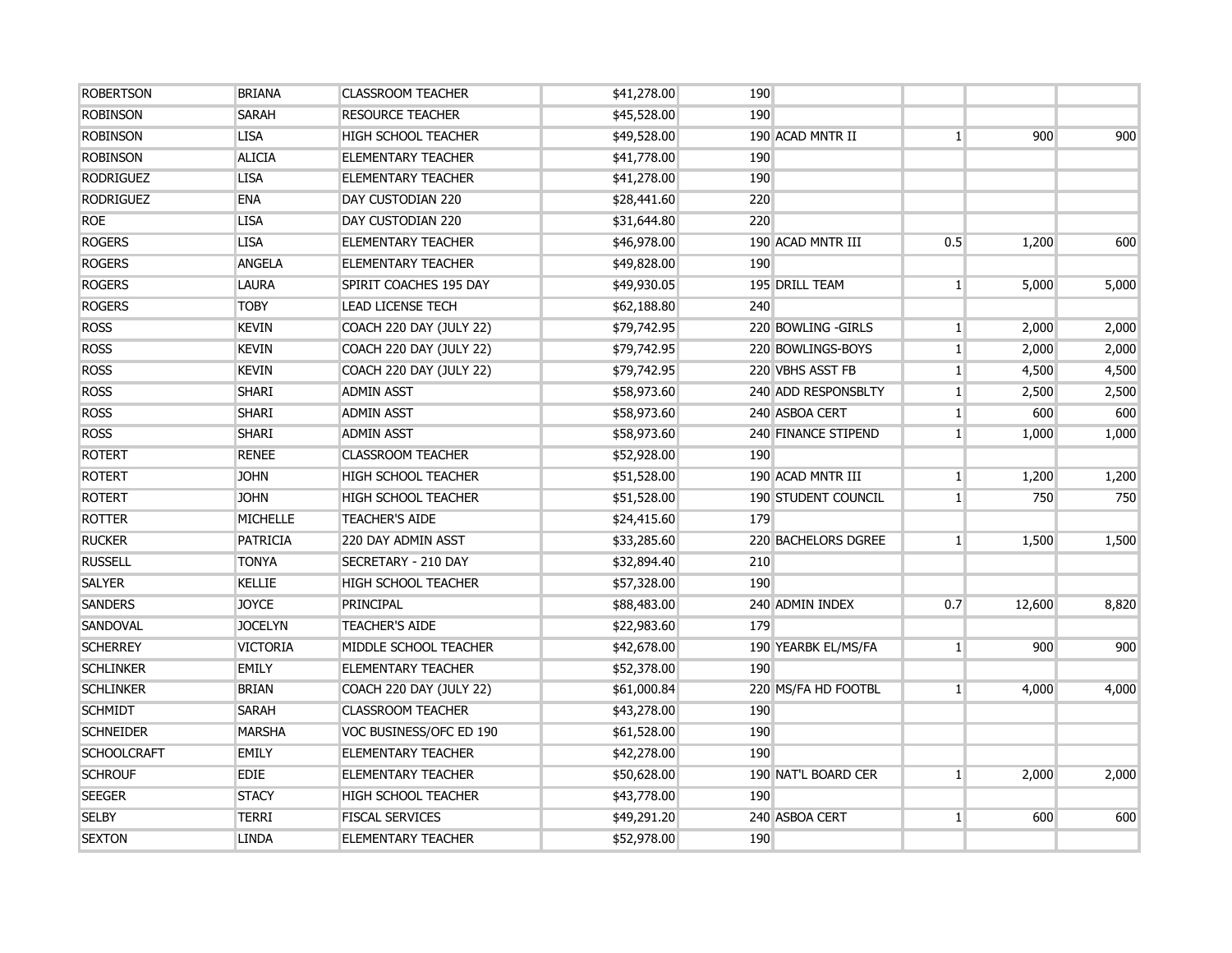| | | | | | | | | |
|---|---|---|---|---|---|---|---|---|
| ROBERTSON | BRIANA | CLASSROOM TEACHER | $41,278.00 | 190 | | | | |
| ROBINSON | SARAH | RESOURCE TEACHER | $45,528.00 | 190 | | | | |
| ROBINSON | LISA | HIGH SCHOOL TEACHER | $49,528.00 | 190 | ACAD MNTR II | 1 | 900 | 900 |
| ROBINSON | ALICIA | ELEMENTARY TEACHER | $41,778.00 | 190 | | | | |
| RODRIGUEZ | LISA | ELEMENTARY TEACHER | $41,278.00 | 190 | | | | |
| RODRIGUEZ | ENA | DAY CUSTODIAN 220 | $28,441.60 | 220 | | | | |
| ROE | LISA | DAY CUSTODIAN 220 | $31,644.80 | 220 | | | | |
| ROGERS | LISA | ELEMENTARY TEACHER | $46,978.00 | 190 | ACAD MNTR III | 0.5 | 1,200 | 600 |
| ROGERS | ANGELA | ELEMENTARY TEACHER | $49,828.00 | 190 | | | | |
| ROGERS | LAURA | SPIRIT COACHES 195 DAY | $49,930.05 | 195 | DRILL TEAM | 1 | 5,000 | 5,000 |
| ROGERS | TOBY | LEAD LICENSE TECH | $62,188.80 | 240 | | | | |
| ROSS | KEVIN | COACH 220 DAY (JULY 22) | $79,742.95 | 220 | BOWLING -GIRLS | 1 | 2,000 | 2,000 |
| ROSS | KEVIN | COACH 220 DAY (JULY 22) | $79,742.95 | 220 | BOWLINGS-BOYS | 1 | 2,000 | 2,000 |
| ROSS | KEVIN | COACH 220 DAY (JULY 22) | $79,742.95 | 220 | VBHS ASST FB | 1 | 4,500 | 4,500 |
| ROSS | SHARI | ADMIN ASST | $58,973.60 | 240 | ADD RESPONSBLTY | 1 | 2,500 | 2,500 |
| ROSS | SHARI | ADMIN ASST | $58,973.60 | 240 | ASBOA CERT | 1 | 600 | 600 |
| ROSS | SHARI | ADMIN ASST | $58,973.60 | 240 | FINANCE STIPEND | 1 | 1,000 | 1,000 |
| ROTERT | RENEE | CLASSROOM TEACHER | $52,928.00 | 190 | | | | |
| ROTERT | JOHN | HIGH SCHOOL TEACHER | $51,528.00 | 190 | ACAD MNTR III | 1 | 1,200 | 1,200 |
| ROTERT | JOHN | HIGH SCHOOL TEACHER | $51,528.00 | 190 | STUDENT COUNCIL | 1 | 750 | 750 |
| ROTTER | MICHELLE | TEACHER'S AIDE | $24,415.60 | 179 | | | | |
| RUCKER | PATRICIA | 220 DAY ADMIN ASST | $33,285.60 | 220 | BACHELORS DGREE | 1 | 1,500 | 1,500 |
| RUSSELL | TONYA | SECRETARY - 210 DAY | $32,894.40 | 210 | | | | |
| SALYER | KELLIE | HIGH SCHOOL TEACHER | $57,328.00 | 190 | | | | |
| SANDERS | JOYCE | PRINCIPAL | $88,483.00 | 240 | ADMIN INDEX | 0.7 | 12,600 | 8,820 |
| SANDOVAL | JOCELYN | TEACHER'S AIDE | $22,983.60 | 179 | | | | |
| SCHERREY | VICTORIA | MIDDLE SCHOOL TEACHER | $42,678.00 | 190 | YEARBK EL/MS/FA | 1 | 900 | 900 |
| SCHLINKER | EMILY | ELEMENTARY TEACHER | $52,378.00 | 190 | | | | |
| SCHLINKER | BRIAN | COACH 220 DAY (JULY 22) | $61,000.84 | 220 | MS/FA HD FOOTBL | 1 | 4,000 | 4,000 |
| SCHMIDT | SARAH | CLASSROOM TEACHER | $43,278.00 | 190 | | | | |
| SCHNEIDER | MARSHA | VOC BUSINESS/OFC ED 190 | $61,528.00 | 190 | | | | |
| SCHOOLCRAFT | EMILY | ELEMENTARY TEACHER | $42,278.00 | 190 | | | | |
| SCHROUF | EDIE | ELEMENTARY TEACHER | $50,628.00 | 190 | NAT'L BOARD CER | 1 | 2,000 | 2,000 |
| SEEGER | STACY | HIGH SCHOOL TEACHER | $43,778.00 | 190 | | | | |
| SELBY | TERRI | FISCAL SERVICES | $49,291.20 | 240 | ASBOA CERT | 1 | 600 | 600 |
| SEXTON | LINDA | ELEMENTARY TEACHER | $52,978.00 | 190 | | | | |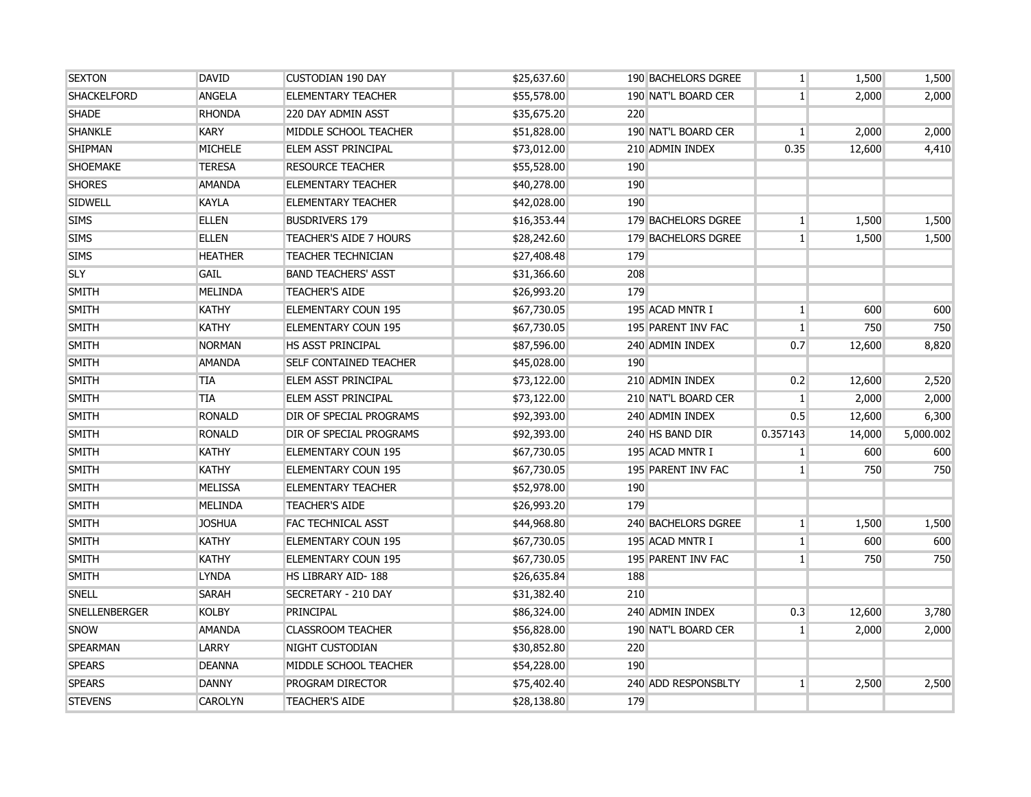| | | | | | | | | |
|---|---|---|---|---|---|---|---|---|
| SEXTON | DAVID | CUSTODIAN 190 DAY | $25,637.60 | 190 | BACHELORS DGREE | 1 | 1,500 | 1,500 |
| SHACKELFORD | ANGELA | ELEMENTARY TEACHER | $55,578.00 | 190 | NAT'L BOARD CER | 1 | 2,000 | 2,000 |
| SHADE | RHONDA | 220 DAY ADMIN ASST | $35,675.20 | 220 | | | | |
| SHANKLE | KARY | MIDDLE SCHOOL TEACHER | $51,828.00 | 190 | NAT'L BOARD CER | 1 | 2,000 | 2,000 |
| SHIPMAN | MICHELE | ELEM ASST PRINCIPAL | $73,012.00 | 210 | ADMIN INDEX | 0.35 | 12,600 | 4,410 |
| SHOEMAKE | TERESA | RESOURCE TEACHER | $55,528.00 | 190 | | | | |
| SHORES | AMANDA | ELEMENTARY TEACHER | $40,278.00 | 190 | | | | |
| SIDWELL | KAYLA | ELEMENTARY TEACHER | $42,028.00 | 190 | | | | |
| SIMS | ELLEN | BUSDRIVERS 179 | $16,353.44 | 179 | BACHELORS DGREE | 1 | 1,500 | 1,500 |
| SIMS | ELLEN | TEACHER'S AIDE 7 HOURS | $28,242.60 | 179 | BACHELORS DGREE | 1 | 1,500 | 1,500 |
| SIMS | HEATHER | TEACHER TECHNICIAN | $27,408.48 | 179 | | | | |
| SLY | GAIL | BAND TEACHERS' ASST | $31,366.60 | 208 | | | | |
| SMITH | MELINDA | TEACHER'S AIDE | $26,993.20 | 179 | | | | |
| SMITH | KATHY | ELEMENTARY COUN 195 | $67,730.05 | 195 | ACAD MNTR I | 1 | 600 | 600 |
| SMITH | KATHY | ELEMENTARY COUN 195 | $67,730.05 | 195 | PARENT INV FAC | 1 | 750 | 750 |
| SMITH | NORMAN | HS ASST PRINCIPAL | $87,596.00 | 240 | ADMIN INDEX | 0.7 | 12,600 | 8,820 |
| SMITH | AMANDA | SELF CONTAINED TEACHER | $45,028.00 | 190 | | | | |
| SMITH | TIA | ELEM ASST PRINCIPAL | $73,122.00 | 210 | ADMIN INDEX | 0.2 | 12,600 | 2,520 |
| SMITH | TIA | ELEM ASST PRINCIPAL | $73,122.00 | 210 | NAT'L BOARD CER | 1 | 2,000 | 2,000 |
| SMITH | RONALD | DIR OF SPECIAL PROGRAMS | $92,393.00 | 240 | ADMIN INDEX | 0.5 | 12,600 | 6,300 |
| SMITH | RONALD | DIR OF SPECIAL PROGRAMS | $92,393.00 | 240 | HS BAND DIR | 0.357143 | 14,000 | 5,000.002 |
| SMITH | KATHY | ELEMENTARY COUN 195 | $67,730.05 | 195 | ACAD MNTR I | 1 | 600 | 600 |
| SMITH | KATHY | ELEMENTARY COUN 195 | $67,730.05 | 195 | PARENT INV FAC | 1 | 750 | 750 |
| SMITH | MELISSA | ELEMENTARY TEACHER | $52,978.00 | 190 | | | | |
| SMITH | MELINDA | TEACHER'S AIDE | $26,993.20 | 179 | | | | |
| SMITH | JOSHUA | FAC TECHNICAL ASST | $44,968.80 | 240 | BACHELORS DGREE | 1 | 1,500 | 1,500 |
| SMITH | KATHY | ELEMENTARY COUN 195 | $67,730.05 | 195 | ACAD MNTR I | 1 | 600 | 600 |
| SMITH | KATHY | ELEMENTARY COUN 195 | $67,730.05 | 195 | PARENT INV FAC | 1 | 750 | 750 |
| SMITH | LYNDA | HS LIBRARY AID- 188 | $26,635.84 | 188 | | | | |
| SNELL | SARAH | SECRETARY - 210 DAY | $31,382.40 | 210 | | | | |
| SNELLENBERGER | KOLBY | PRINCIPAL | $86,324.00 | 240 | ADMIN INDEX | 0.3 | 12,600 | 3,780 |
| SNOW | AMANDA | CLASSROOM TEACHER | $56,828.00 | 190 | NAT'L BOARD CER | 1 | 2,000 | 2,000 |
| SPEARMAN | LARRY | NIGHT CUSTODIAN | $30,852.80 | 220 | | | | |
| SPEARS | DEANNA | MIDDLE SCHOOL TEACHER | $54,228.00 | 190 | | | | |
| SPEARS | DANNY | PROGRAM DIRECTOR | $75,402.40 | 240 | ADD RESPONSBLTY | 1 | 2,500 | 2,500 |
| STEVENS | CAROLYN | TEACHER'S AIDE | $28,138.80 | 179 | | | | |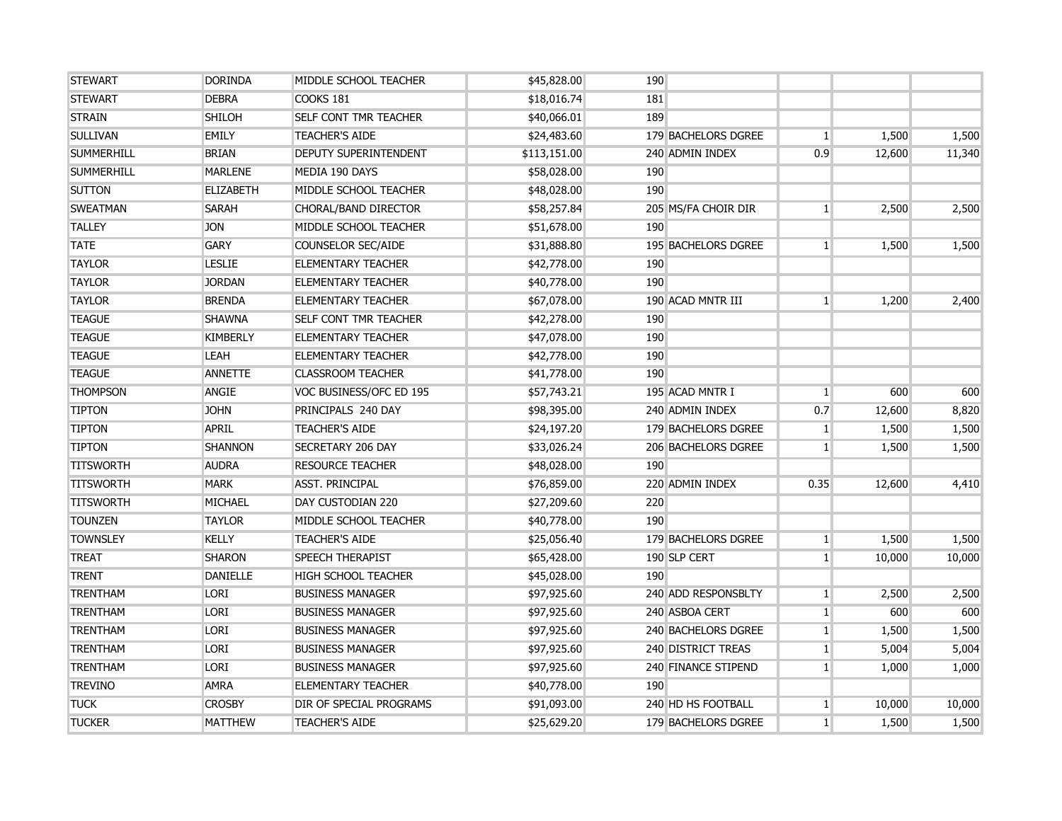| | | | | | | | | |
|---|---|---|---|---|---|---|---|---|
| STEWART | DORINDA | MIDDLE SCHOOL TEACHER | $45,828.00 | 190 | | | | |
| STEWART | DEBRA | COOKS 181 | $18,016.74 | 181 | | | | |
| STRAIN | SHILOH | SELF CONT TMR TEACHER | $40,066.01 | 189 | | | | |
| SULLIVAN | EMILY | TEACHER'S AIDE | $24,483.60 | 179 | BACHELORS DGREE | 1 | 1,500 | 1,500 |
| SUMMERHILL | BRIAN | DEPUTY SUPERINTENDENT | $113,151.00 | 240 | ADMIN INDEX | 0.9 | 12,600 | 11,340 |
| SUMMERHILL | MARLENE | MEDIA 190 DAYS | $58,028.00 | 190 | | | | |
| SUTTON | ELIZABETH | MIDDLE SCHOOL TEACHER | $48,028.00 | 190 | | | | |
| SWEATMAN | SARAH | CHORAL/BAND DIRECTOR | $58,257.84 | 205 | MS/FA CHOIR DIR | 1 | 2,500 | 2,500 |
| TALLEY | JON | MIDDLE SCHOOL TEACHER | $51,678.00 | 190 | | | | |
| TATE | GARY | COUNSELOR SEC/AIDE | $31,888.80 | 195 | BACHELORS DGREE | 1 | 1,500 | 1,500 |
| TAYLOR | LESLIE | ELEMENTARY TEACHER | $42,778.00 | 190 | | | | |
| TAYLOR | JORDAN | ELEMENTARY TEACHER | $40,778.00 | 190 | | | | |
| TAYLOR | BRENDA | ELEMENTARY TEACHER | $67,078.00 | 190 | ACAD MNTR III | 1 | 1,200 | 2,400 |
| TEAGUE | SHAWNA | SELF CONT TMR TEACHER | $42,278.00 | 190 | | | | |
| TEAGUE | KIMBERLY | ELEMENTARY TEACHER | $47,078.00 | 190 | | | | |
| TEAGUE | LEAH | ELEMENTARY TEACHER | $42,778.00 | 190 | | | | |
| TEAGUE | ANNETTE | CLASSROOM TEACHER | $41,778.00 | 190 | | | | |
| THOMPSON | ANGIE | VOC BUSINESS/OFC ED 195 | $57,743.21 | 195 | ACAD MNTR I | 1 | 600 | 600 |
| TIPTON | JOHN | PRINCIPALS 240 DAY | $98,395.00 | 240 | ADMIN INDEX | 0.7 | 12,600 | 8,820 |
| TIPTON | APRIL | TEACHER'S AIDE | $24,197.20 | 179 | BACHELORS DGREE | 1 | 1,500 | 1,500 |
| TIPTON | SHANNON | SECRETARY 206 DAY | $33,026.24 | 206 | BACHELORS DGREE | 1 | 1,500 | 1,500 |
| TITSWORTH | AUDRA | RESOURCE TEACHER | $48,028.00 | 190 | | | | |
| TITSWORTH | MARK | ASST. PRINCIPAL | $76,859.00 | 220 | ADMIN INDEX | 0.35 | 12,600 | 4,410 |
| TITSWORTH | MICHAEL | DAY CUSTODIAN 220 | $27,209.60 | 220 | | | | |
| TOUNZEN | TAYLOR | MIDDLE SCHOOL TEACHER | $40,778.00 | 190 | | | | |
| TOWNSLEY | KELLY | TEACHER'S AIDE | $25,056.40 | 179 | BACHELORS DGREE | 1 | 1,500 | 1,500 |
| TREAT | SHARON | SPEECH THERAPIST | $65,428.00 | 190 | SLP CERT | 1 | 10,000 | 10,000 |
| TRENT | DANIELLE | HIGH SCHOOL TEACHER | $45,028.00 | 190 | | | | |
| TRENTHAM | LORI | BUSINESS MANAGER | $97,925.60 | 240 | ADD RESPONSBLTY | 1 | 2,500 | 2,500 |
| TRENTHAM | LORI | BUSINESS MANAGER | $97,925.60 | 240 | ASBOA CERT | 1 | 600 | 600 |
| TRENTHAM | LORI | BUSINESS MANAGER | $97,925.60 | 240 | BACHELORS DGREE | 1 | 1,500 | 1,500 |
| TRENTHAM | LORI | BUSINESS MANAGER | $97,925.60 | 240 | DISTRICT TREAS | 1 | 5,004 | 5,004 |
| TRENTHAM | LORI | BUSINESS MANAGER | $97,925.60 | 240 | FINANCE STIPEND | 1 | 1,000 | 1,000 |
| TREVINO | AMRA | ELEMENTARY TEACHER | $40,778.00 | 190 | | | | |
| TUCK | CROSBY | DIR OF SPECIAL PROGRAMS | $91,093.00 | 240 | HD HS FOOTBALL | 1 | 10,000 | 10,000 |
| TUCKER | MATTHEW | TEACHER'S AIDE | $25,629.20 | 179 | BACHELORS DGREE | 1 | 1,500 | 1,500 |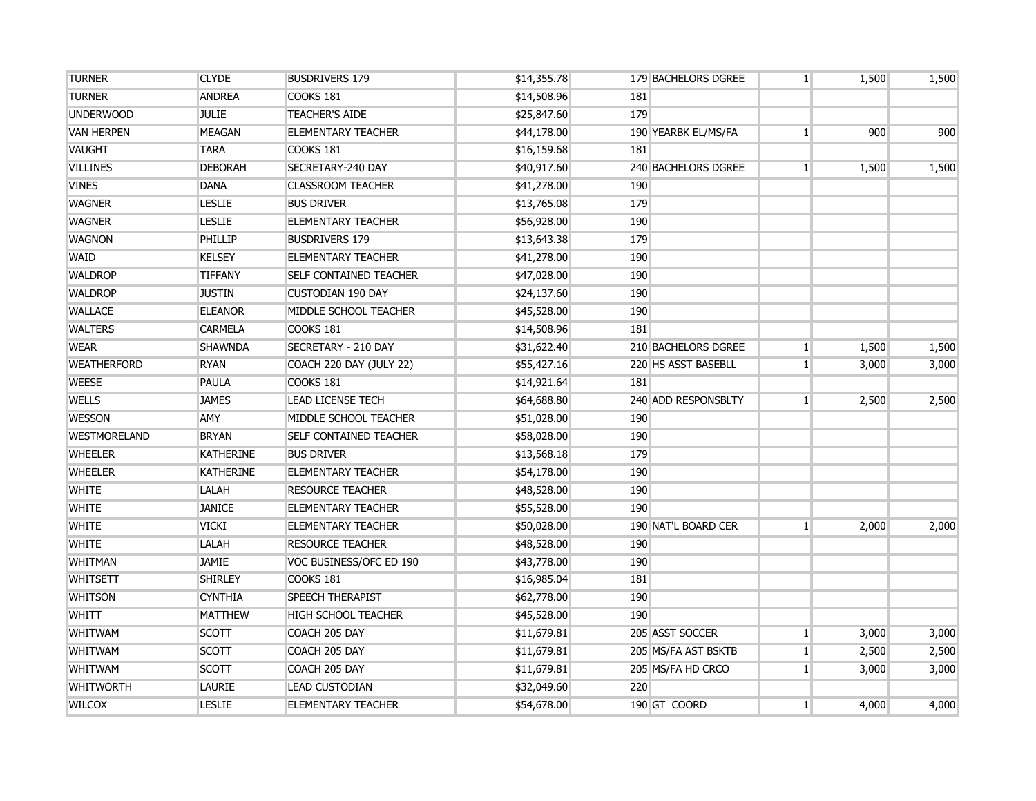| | | | | | | | | |
|---|---|---|---|---|---|---|---|---|
| TURNER | CLYDE | BUSDRIVERS 179 | $14,355.78 | 179 | BACHELORS DGREE | 1 | 1,500 | 1,500 |
| TURNER | ANDREA | COOKS 181 | $14,508.96 | 181 | | | | |
| UNDERWOOD | JULIE | TEACHER'S AIDE | $25,847.60 | 179 | | | | |
| VAN HERPEN | MEAGAN | ELEMENTARY TEACHER | $44,178.00 | 190 | YEARBK EL/MS/FA | 1 | 900 | 900 |
| VAUGHT | TARA | COOKS 181 | $16,159.68 | 181 | | | | |
| VILLINES | DEBORAH | SECRETARY-240 DAY | $40,917.60 | 240 | BACHELORS DGREE | 1 | 1,500 | 1,500 |
| VINES | DANA | CLASSROOM TEACHER | $41,278.00 | 190 | | | | |
| WAGNER | LESLIE | BUS DRIVER | $13,765.08 | 179 | | | | |
| WAGNER | LESLIE | ELEMENTARY TEACHER | $56,928.00 | 190 | | | | |
| WAGNON | PHILLIP | BUSDRIVERS 179 | $13,643.38 | 179 | | | | |
| WAID | KELSEY | ELEMENTARY TEACHER | $41,278.00 | 190 | | | | |
| WALDROP | TIFFANY | SELF CONTAINED TEACHER | $47,028.00 | 190 | | | | |
| WALDROP | JUSTIN | CUSTODIAN 190 DAY | $24,137.60 | 190 | | | | |
| WALLACE | ELEANOR | MIDDLE SCHOOL TEACHER | $45,528.00 | 190 | | | | |
| WALTERS | CARMELA | COOKS 181 | $14,508.96 | 181 | | | | |
| WEAR | SHAWNDA | SECRETARY - 210 DAY | $31,622.40 | 210 | BACHELORS DGREE | 1 | 1,500 | 1,500 |
| WEATHERFORD | RYAN | COACH 220 DAY (JULY 22) | $55,427.16 | 220 | HS ASST BASEBLL | 1 | 3,000 | 3,000 |
| WEESE | PAULA | COOKS 181 | $14,921.64 | 181 | | | | |
| WELLS | JAMES | LEAD LICENSE TECH | $64,688.80 | 240 | ADD RESPONSBLTY | 1 | 2,500 | 2,500 |
| WESSON | AMY | MIDDLE SCHOOL TEACHER | $51,028.00 | 190 | | | | |
| WESTMORELAND | BRYAN | SELF CONTAINED TEACHER | $58,028.00 | 190 | | | | |
| WHEELER | KATHERINE | BUS DRIVER | $13,568.18 | 179 | | | | |
| WHEELER | KATHERINE | ELEMENTARY TEACHER | $54,178.00 | 190 | | | | |
| WHITE | LALAH | RESOURCE TEACHER | $48,528.00 | 190 | | | | |
| WHITE | JANICE | ELEMENTARY TEACHER | $55,528.00 | 190 | | | | |
| WHITE | VICKI | ELEMENTARY TEACHER | $50,028.00 | 190 | NAT'L BOARD CER | 1 | 2,000 | 2,000 |
| WHITE | LALAH | RESOURCE TEACHER | $48,528.00 | 190 | | | | |
| WHITMAN | JAMIE | VOC BUSINESS/OFC ED 190 | $43,778.00 | 190 | | | | |
| WHITSETT | SHIRLEY | COOKS 181 | $16,985.04 | 181 | | | | |
| WHITSON | CYNTHIA | SPEECH THERAPIST | $62,778.00 | 190 | | | | |
| WHITT | MATTHEW | HIGH SCHOOL TEACHER | $45,528.00 | 190 | | | | |
| WHITWAM | SCOTT | COACH 205 DAY | $11,679.81 | 205 | ASST SOCCER | 1 | 3,000 | 3,000 |
| WHITWAM | SCOTT | COACH 205 DAY | $11,679.81 | 205 | MS/FA AST BSKTB | 1 | 2,500 | 2,500 |
| WHITWAM | SCOTT | COACH 205 DAY | $11,679.81 | 205 | MS/FA HD CRCO | 1 | 3,000 | 3,000 |
| WHITWORTH | LAURIE | LEAD CUSTODIAN | $32,049.60 | 220 | | | | |
| WILCOX | LESLIE | ELEMENTARY TEACHER | $54,678.00 | 190 | GT COORD | 1 | 4,000 | 4,000 |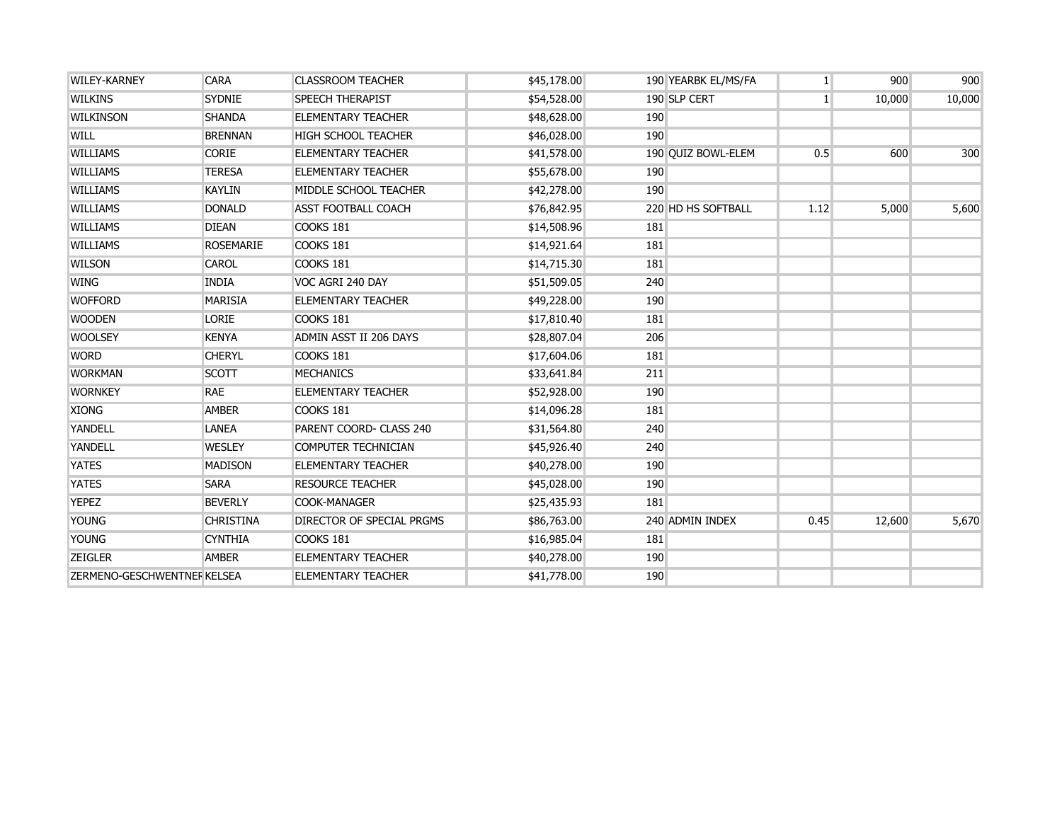| | | | | | | | | |
|---|---|---|---|---|---|---|---|---|
| WILEY-KARNEY | CARA | CLASSROOM TEACHER | $45,178.00 | 190 | YEARBK EL/MS/FA | 1 | 900 | 900 |
| WILKINS | SYDNIE | SPEECH THERAPIST | $54,528.00 | 190 | SLP CERT | 1 | 10,000 | 10,000 |
| WILKINSON | SHANDA | ELEMENTARY TEACHER | $48,628.00 | 190 | | | | |
| WILL | BRENNAN | HIGH SCHOOL TEACHER | $46,028.00 | 190 | | | | |
| WILLIAMS | CORIE | ELEMENTARY TEACHER | $41,578.00 | 190 | QUIZ BOWL-ELEM | 0.5 | 600 | 300 |
| WILLIAMS | TERESA | ELEMENTARY TEACHER | $55,678.00 | 190 | | | | |
| WILLIAMS | KAYLIN | MIDDLE SCHOOL TEACHER | $42,278.00 | 190 | | | | |
| WILLIAMS | DONALD | ASST FOOTBALL COACH | $76,842.95 | 220 | HD HS SOFTBALL | 1.12 | 5,000 | 5,600 |
| WILLIAMS | DIEAN | COOKS 181 | $14,508.96 | 181 | | | | |
| WILLIAMS | ROSEMARIE | COOKS 181 | $14,921.64 | 181 | | | | |
| WILSON | CAROL | COOKS 181 | $14,715.30 | 181 | | | | |
| WING | INDIA | VOC AGRI 240 DAY | $51,509.05 | 240 | | | | |
| WOFFORD | MARISIA | ELEMENTARY TEACHER | $49,228.00 | 190 | | | | |
| WOODEN | LORIE | COOKS 181 | $17,810.40 | 181 | | | | |
| WOOLSEY | KENYA | ADMIN ASST II 206 DAYS | $28,807.04 | 206 | | | | |
| WORD | CHERYL | COOKS 181 | $17,604.06 | 181 | | | | |
| WORKMAN | SCOTT | MECHANICS | $33,641.84 | 211 | | | | |
| WORNKEY | RAE | ELEMENTARY TEACHER | $52,928.00 | 190 | | | | |
| XIONG | AMBER | COOKS 181 | $14,096.28 | 181 | | | | |
| YANDELL | LANEA | PARENT COORD- CLASS 240 | $31,564.80 | 240 | | | | |
| YANDELL | WESLEY | COMPUTER TECHNICIAN | $45,926.40 | 240 | | | | |
| YATES | MADISON | ELEMENTARY TEACHER | $40,278.00 | 190 | | | | |
| YATES | SARA | RESOURCE TEACHER | $45,028.00 | 190 | | | | |
| YEPEZ | BEVERLY | COOK-MANAGER | $25,435.93 | 181 | | | | |
| YOUNG | CHRISTINA | DIRECTOR OF SPECIAL PRGMS | $86,763.00 | 240 | ADMIN INDEX | 0.45 | 12,600 | 5,670 |
| YOUNG | CYNTHIA | COOKS 181 | $16,985.04 | 181 | | | | |
| ZEIGLER | AMBER | ELEMENTARY TEACHER | $40,278.00 | 190 | | | | |
| ZERMENO-GESCHWENTNEF | KELSEA | ELEMENTARY TEACHER | $41,778.00 | 190 | | | | |